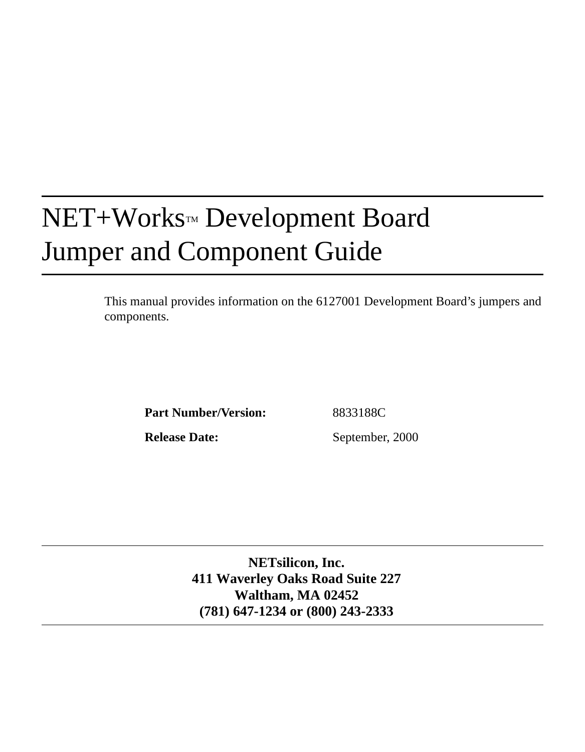# NET+Works™ Development Board Jumper and Component Guide

This manual provides information on the 6127001 Development Board's jumpers and components.

**Part Number/Version:** 8833188C

**Release Date:** September, 2000

**NETsilicon, Inc.**
**411 Waverley Oaks Road Suite 227**
**Waltham, MA 02452**
**(781) 647-1234 or (800) 243-2333**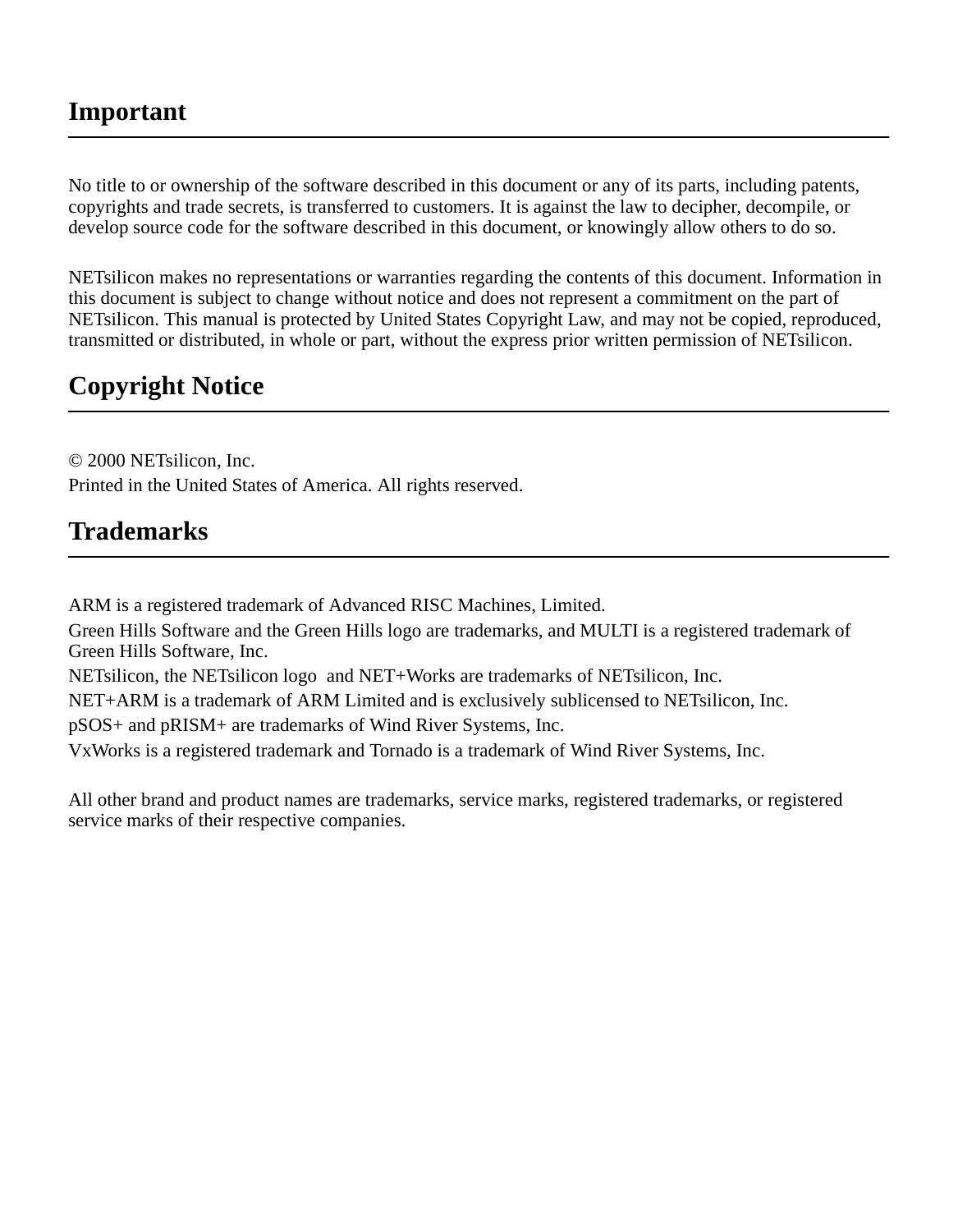## Important

No title to or ownership of the software described in this document or any of its parts, including patents, copyrights and trade secrets, is transferred to customers. It is against the law to decipher, decompile, or develop source code for the software described in this document, or knowingly allow others to do so.

NETsilicon makes no representations or warranties regarding the contents of this document. Information in this document is subject to change without notice and does not represent a commitment on the part of NETsilicon. This manual is protected by United States Copyright Law, and may not be copied, reproduced, transmitted or distributed, in whole or part, without the express prior written permission of NETsilicon.

## Copyright Notice

© 2000 NETsilicon, Inc.
Printed in the United States of America. All rights reserved.

## Trademarks

ARM is a registered trademark of Advanced RISC Machines, Limited.

Green Hills Software and the Green Hills logo are trademarks, and MULTI is a registered trademark of Green Hills Software, Inc.

NETsilicon, the NETsilicon logo and NET+Works are trademarks of NETsilicon, Inc.

NET+ARM is a trademark of ARM Limited and is exclusively sublicensed to NETsilicon, Inc.

pSOS+ and pRISM+ are trademarks of Wind River Systems, Inc.

VxWorks is a registered trademark and Tornado is a trademark of Wind River Systems, Inc.

All other brand and product names are trademarks, service marks, registered trademarks, or registered service marks of their respective companies.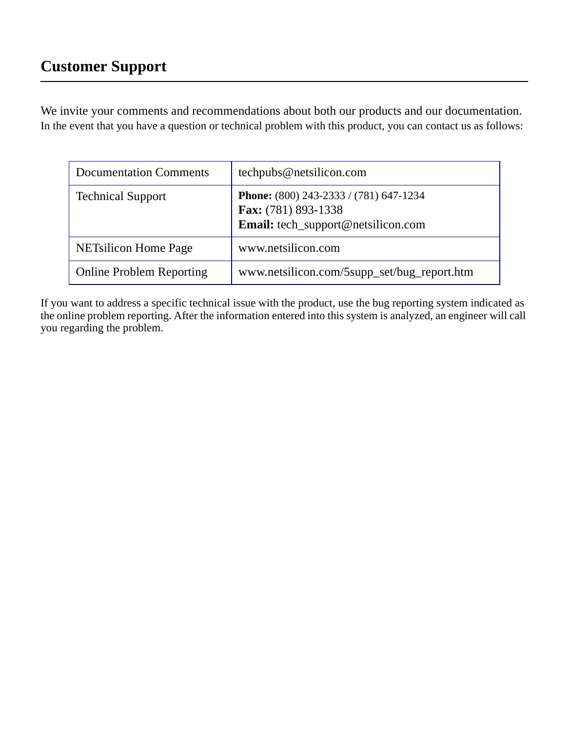# Customer Support

We invite your comments and recommendations about both our products and our documentation. In the event that you have a question or technical problem with this product, you can contact us as follows:

| Documentation Comments | techpubs@netsilicon.com |
|---|---|
| Technical Support | **Phone:** (800) 243-2333 / (781) 647-1234<br>**Fax:** (781) 893-1338<br>**Email:** tech_support@netsilicon.com |
| NETsilicon Home Page | www.netsilicon.com |
| Online Problem Reporting | www.netsilicon.com/5supp_set/bug_report.htm |

If you want to address a specific technical issue with the product, use the bug reporting system indicated as the online problem reporting. After the information entered into this system is analyzed, an engineer will call you regarding the problem.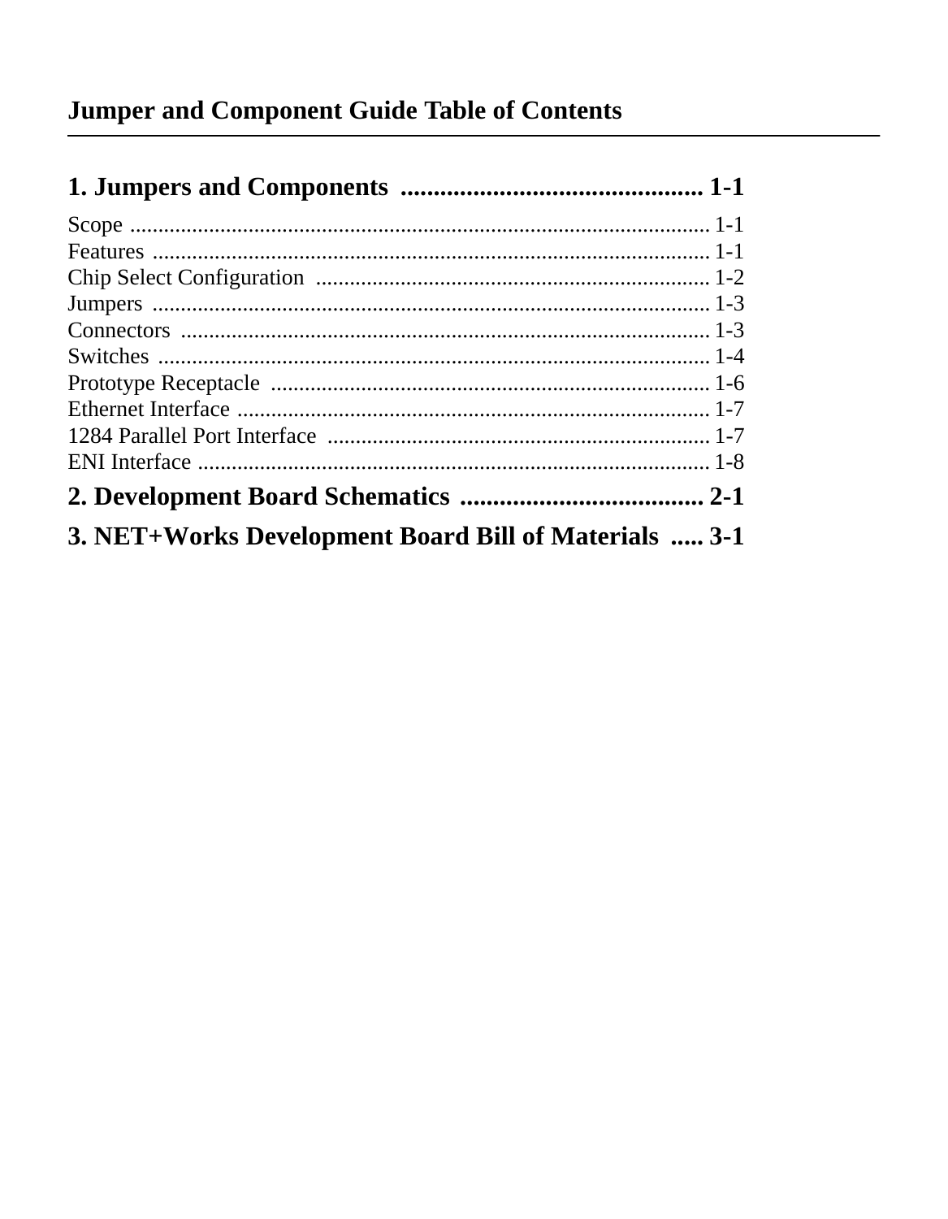# Jumper and Component Guide Table of Contents

## 1. Jumpers and Components .............................................. 1-1

Scope .......................................................................................... 1-1
Features ...................................................................................... 1-1
Chip Select Configuration ...................................................... 1-2
Jumpers ...................................................................................... 1-3
Connectors ................................................................................ 1-3
Switches ..................................................................................... 1-4
Prototype Receptacle ............................................................... 1-6
Ethernet Interface ..................................................................... 1-7
1284 Parallel Port Interface ..................................................... 1-7
ENI Interface .............................................................................. 1-8

## 2. Development Board Schematics ..................................... 2-1

## 3. NET+Works Development Board Bill of Materials ..... 3-1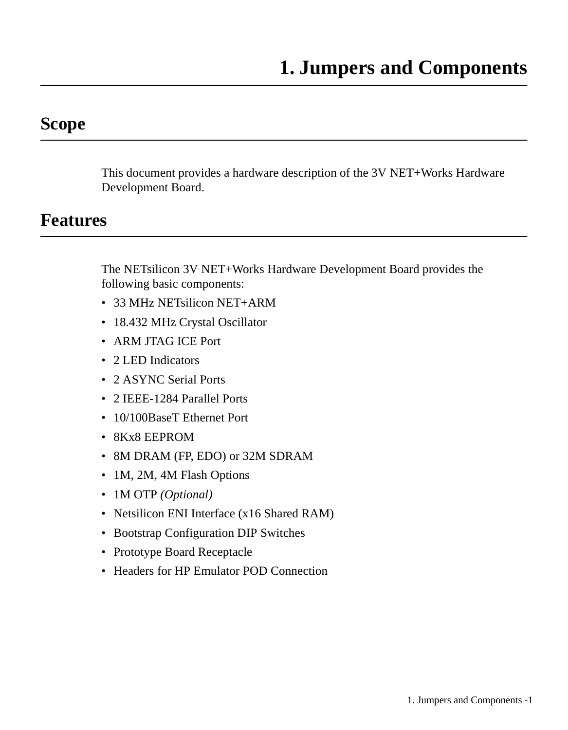# 1. Jumpers and Components

## Scope

This document provides a hardware description of the 3V NET+Works Hardware Development Board.

## Features

The NETsilicon 3V NET+Works Hardware Development Board provides the following basic components:

- 33 MHz NETsilicon NET+ARM
- 18.432 MHz Crystal Oscillator
- ARM JTAG ICE Port
- 2 LED Indicators
- 2 ASYNC Serial Ports
- 2 IEEE-1284 Parallel Ports
- 10/100BaseT Ethernet Port
- 8Kx8 EEPROM
- 8M DRAM (FP, EDO) or 32M SDRAM
- 1M, 2M, 4M Flash Options
- 1M OTP *(Optional)*
- Netsilicon ENI Interface (x16 Shared RAM)
- Bootstrap Configuration DIP Switches
- Prototype Board Receptacle
- Headers for HP Emulator POD Connection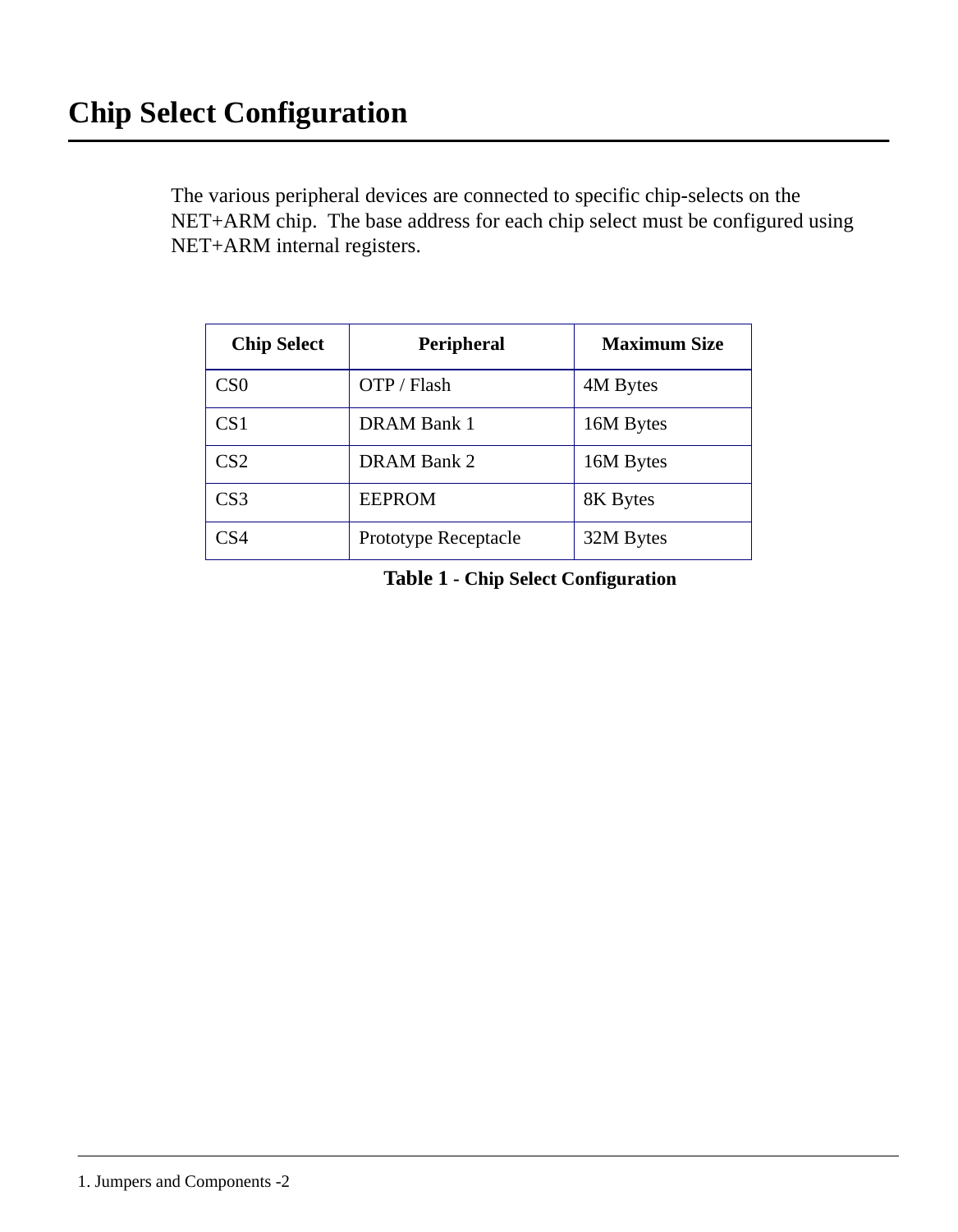# Chip Select Configuration

The various peripheral devices are connected to specific chip-selects on the NET+ARM chip.  The base address for each chip select must be configured using NET+ARM internal registers.

| Chip Select | Peripheral | Maximum Size |
| --- | --- | --- |
| CS0 | OTP / Flash | 4M Bytes |
| CS1 | DRAM Bank 1 | 16M Bytes |
| CS2 | DRAM Bank 2 | 16M Bytes |
| CS3 | EEPROM | 8K Bytes |
| CS4 | Prototype Receptacle | 32M Bytes |

**Table 1 - Chip Select Configuration**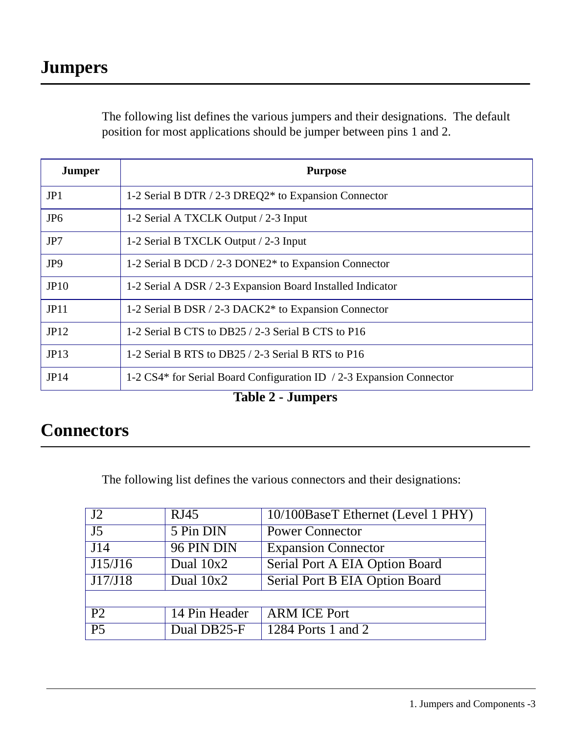# Jumpers

The following list defines the various jumpers and their designations. The default position for most applications should be jumper between pins 1 and 2.

| Jumper | Purpose |
| --- | --- |
| JP1 | 1-2 Serial B DTR / 2-3 DREQ2* to Expansion Connector |
| JP6 | 1-2 Serial A TXCLK Output / 2-3 Input |
| JP7 | 1-2 Serial B TXCLK Output / 2-3 Input |
| JP9 | 1-2 Serial B DCD / 2-3 DONE2* to Expansion Connector |
| JP10 | 1-2 Serial A DSR / 2-3 Expansion Board Installed Indicator |
| JP11 | 1-2 Serial B DSR / 2-3 DACK2* to Expansion Connector |
| JP12 | 1-2 Serial B CTS to DB25 / 2-3 Serial B CTS to P16 |
| JP13 | 1-2 Serial B RTS to DB25 / 2-3 Serial B RTS to P16 |
| JP14 | 1-2 CS4* for Serial Board Configuration ID / 2-3 Expansion Connector |

**Table 2 - Jumpers**

# Connectors

The following list defines the various connectors and their designations:

| | | |
| --- | --- | --- |
| J2 | RJ45 | 10/100BaseT Ethernet (Level 1 PHY) |
| J5 | 5 Pin DIN | Power Connector |
| J14 | 96 PIN DIN | Expansion Connector |
| J15/J16 | Dual 10x2 | Serial Port A EIA Option Board |
| J17/J18 | Dual 10x2 | Serial Port B EIA Option Board |
| | | |
| P2 | 14 Pin Header | ARM ICE Port |
| P5 | Dual DB25-F | 1284 Ports 1 and 2 |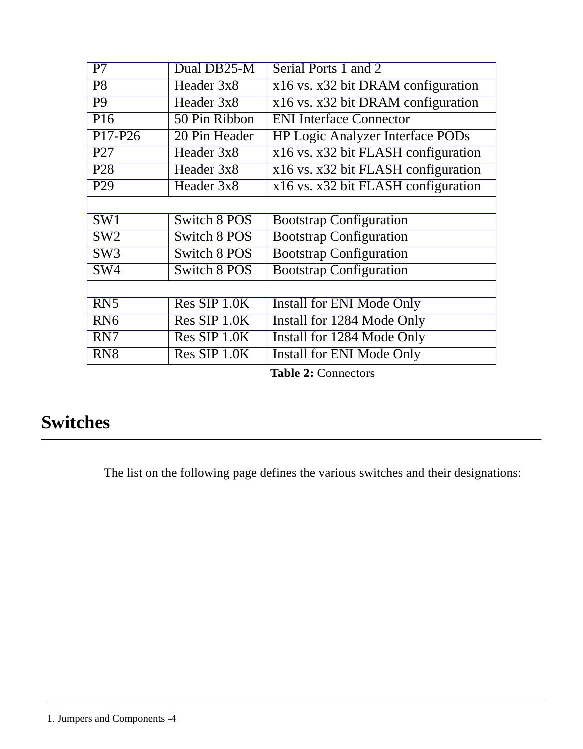| P7 | Dual DB25-M | Serial Ports 1 and 2 |
|---|---|---|
| P8 | Header 3x8 | x16 vs. x32 bit DRAM configuration |
| P9 | Header 3x8 | x16 vs. x32 bit DRAM configuration |
| P16 | 50 Pin Ribbon | ENI Interface Connector |
| P17-P26 | 20 Pin Header | HP Logic Analyzer Interface PODs |
| P27 | Header 3x8 | x16 vs. x32 bit FLASH configuration |
| P28 | Header 3x8 | x16 vs. x32 bit FLASH configuration |
| P29 | Header 3x8 | x16 vs. x32 bit FLASH configuration |
| | | |
| SW1 | Switch 8 POS | Bootstrap Configuration |
| SW2 | Switch 8 POS | Bootstrap Configuration |
| SW3 | Switch 8 POS | Bootstrap Configuration |
| SW4 | Switch 8 POS | Bootstrap Configuration |
| | | |
| RN5 | Res SIP 1.0K | Install for ENI Mode Only |
| RN6 | Res SIP 1.0K | Install for 1284 Mode Only |
| RN7 | Res SIP 1.0K | Install for 1284 Mode Only |
| RN8 | Res SIP 1.0K | Install for ENI Mode Only |

**Table 2:** Connectors

## Switches

The list on the following page defines the various switches and their designations: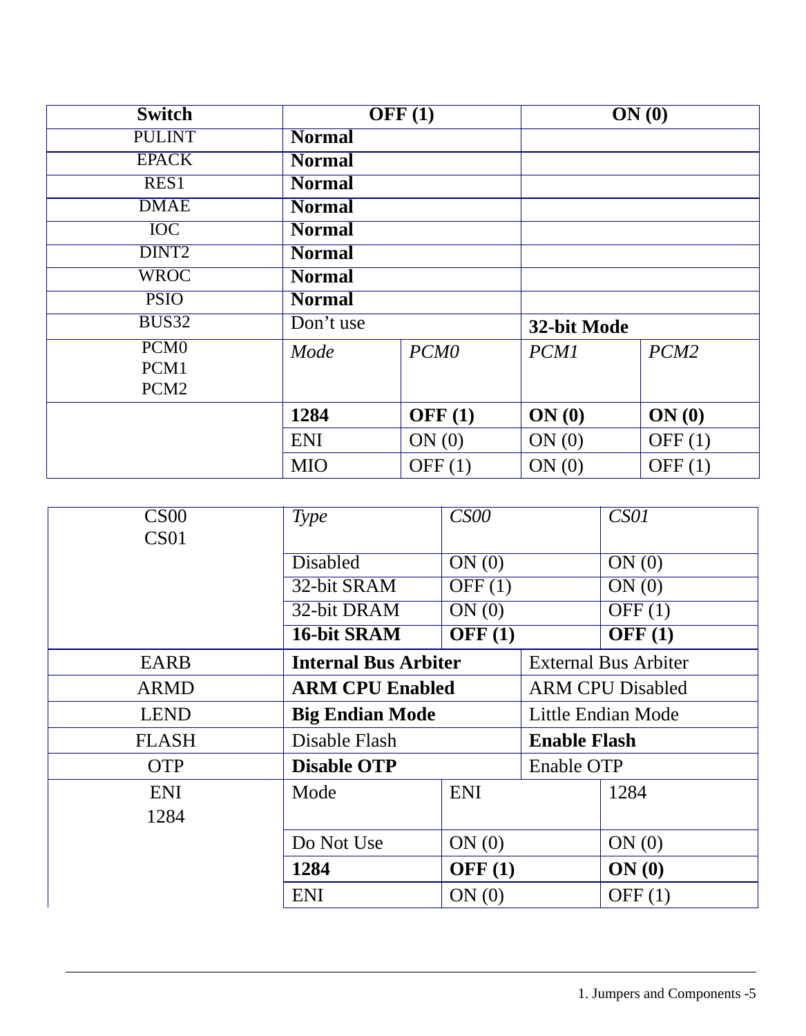| Switch | OFF (1) | | ON (0) | |
|---|---|---|---|---|
| PULINT | **Normal** | | | |
| EPACK | **Normal** | | | |
| RES1 | **Normal** | | | |
| DMAE | **Normal** | | | |
| IOC | **Normal** | | | |
| DINT2 | **Normal** | | | |
| WROC | **Normal** | | | |
| PSIO | **Normal** | | | |
| BUS32 | Don't use | | **32-bit Mode** | |
| PCM0<br>PCM1<br>PCM2 | *Mode* | *PCM0* | *PCM1* | *PCM2* |
| | **1284** | **OFF (1)** | **ON (0)** | **ON (0)** |
| | ENI | ON (0) | ON (0) | OFF (1) |
| | MIO | OFF (1) | ON (0) | OFF (1) |

| | | | | |
|---|---|---|---|---|
| CS00<br>CS01 | *Type* | *CS00* | | *CS01* |
| | Disabled | ON (0) | | ON (0) |
| | 32-bit SRAM | OFF (1) | | ON (0) |
| | 32-bit DRAM | ON (0) | | OFF (1) |
| | **16-bit SRAM** | **OFF (1)** | | **OFF (1)** |
| EARB | **Internal Bus Arbiter** | | External Bus Arbiter | |
| ARMD | **ARM CPU Enabled** | | ARM CPU Disabled | |
| LEND | **Big Endian Mode** | | Little Endian Mode | |
| FLASH | Disable Flash | | **Enable Flash** | |
| OTP | **Disable OTP** | | Enable OTP | |
| ENI<br>1284 | Mode | ENI | | 1284 |
| | Do Not Use | ON (0) | | ON (0) |
| | **1284** | **OFF (1)** | | **ON (0)** |
| | ENI | ON (0) | | OFF (1) |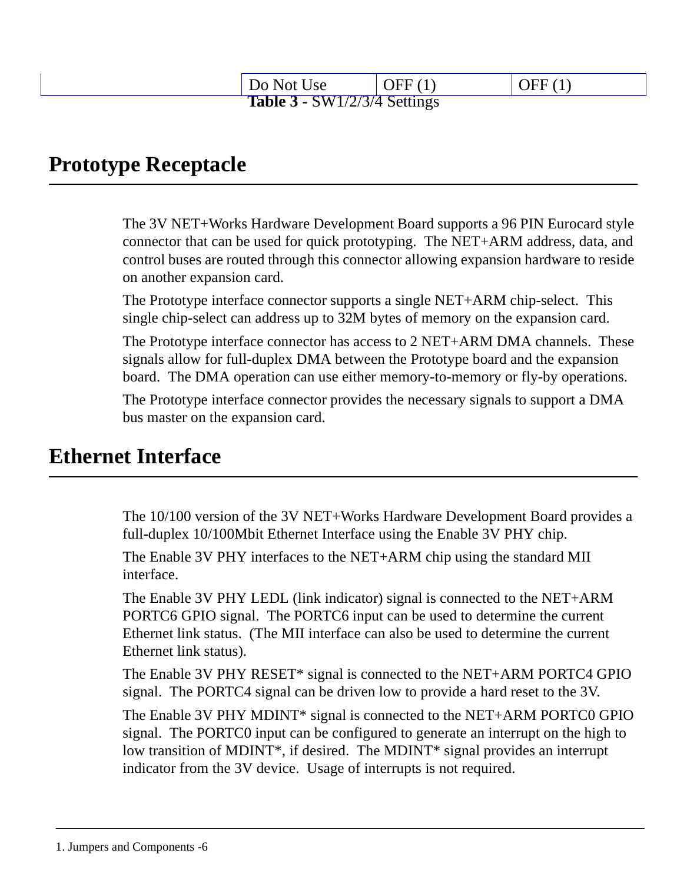| | Do Not Use | OFF (1) | OFF (1) |
|---|---|---|---|

**Table 3** - SW1/2/3/4 Settings

# Prototype Receptacle

The 3V NET+Works Hardware Development Board supports a 96 PIN Eurocard style connector that can be used for quick prototyping. The NET+ARM address, data, and control buses are routed through this connector allowing expansion hardware to reside on another expansion card.

The Prototype interface connector supports a single NET+ARM chip-select. This single chip-select can address up to 32M bytes of memory on the expansion card.

The Prototype interface connector has access to 2 NET+ARM DMA channels. These signals allow for full-duplex DMA between the Prototype board and the expansion board. The DMA operation can use either memory-to-memory or fly-by operations.

The Prototype interface connector provides the necessary signals to support a DMA bus master on the expansion card.

# Ethernet Interface

The 10/100 version of the 3V NET+Works Hardware Development Board provides a full-duplex 10/100Mbit Ethernet Interface using the Enable 3V PHY chip.

The Enable 3V PHY interfaces to the NET+ARM chip using the standard MII interface.

The Enable 3V PHY LEDL (link indicator) signal is connected to the NET+ARM PORTC6 GPIO signal. The PORTC6 input can be used to determine the current Ethernet link status. (The MII interface can also be used to determine the current Ethernet link status).

The Enable 3V PHY RESET* signal is connected to the NET+ARM PORTC4 GPIO signal. The PORTC4 signal can be driven low to provide a hard reset to the 3V.

The Enable 3V PHY MDINT* signal is connected to the NET+ARM PORTC0 GPIO signal. The PORTC0 input can be configured to generate an interrupt on the high to low transition of MDINT*, if desired. The MDINT* signal provides an interrupt indicator from the 3V device. Usage of interrupts is not required.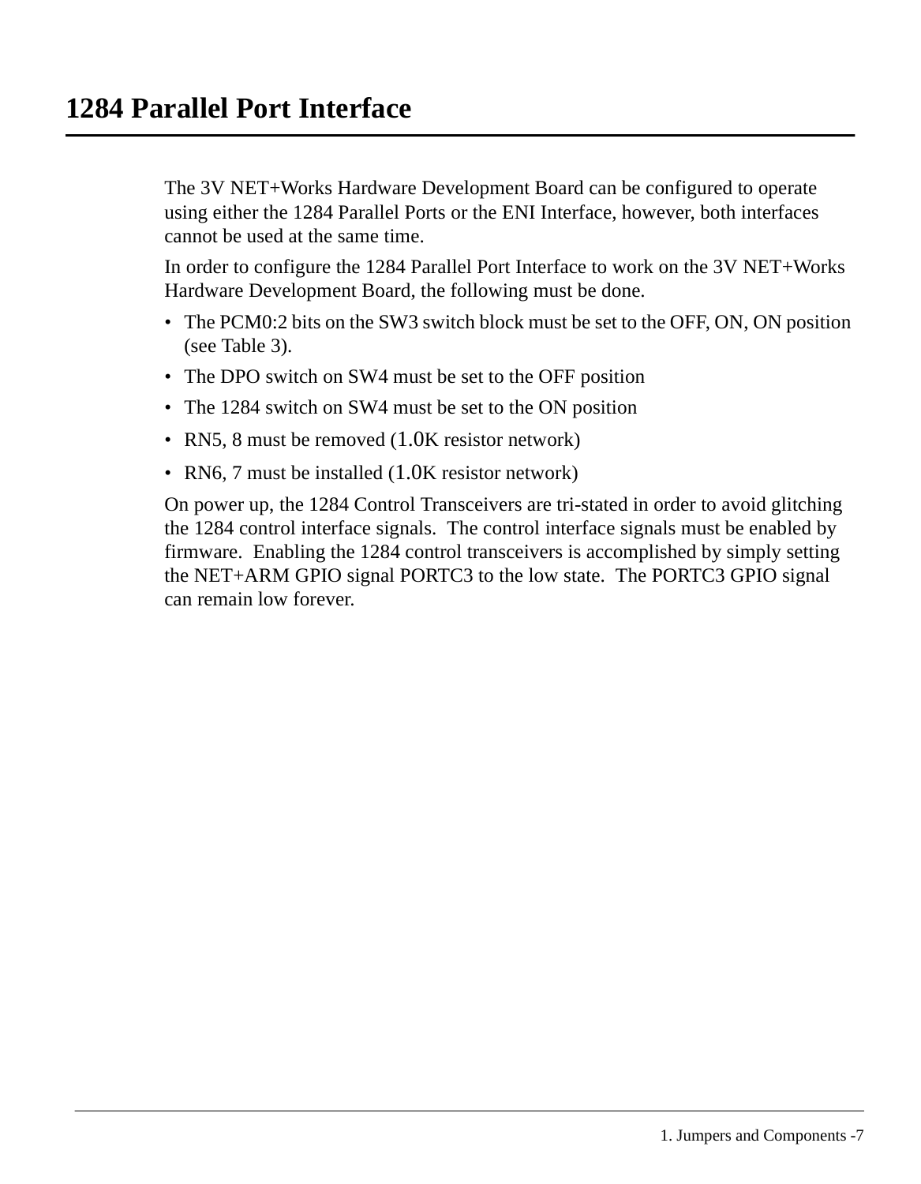# 1284 Parallel Port Interface

The 3V NET+Works Hardware Development Board can be configured to operate using either the 1284 Parallel Ports or the ENI Interface, however, both interfaces cannot be used at the same time.

In order to configure the 1284 Parallel Port Interface to work on the 3V NET+Works Hardware Development Board, the following must be done.

- The PCM0:2 bits on the SW3 switch block must be set to the OFF, ON, ON position (see Table 3).
- The DPO switch on SW4 must be set to the OFF position
- The 1284 switch on SW4 must be set to the ON position
- RN5, 8 must be removed (1.0K resistor network)
- RN6, 7 must be installed (1.0K resistor network)

On power up, the 1284 Control Transceivers are tri-stated in order to avoid glitching the 1284 control interface signals. The control interface signals must be enabled by firmware. Enabling the 1284 control transceivers is accomplished by simply setting the NET+ARM GPIO signal PORTC3 to the low state. The PORTC3 GPIO signal can remain low forever.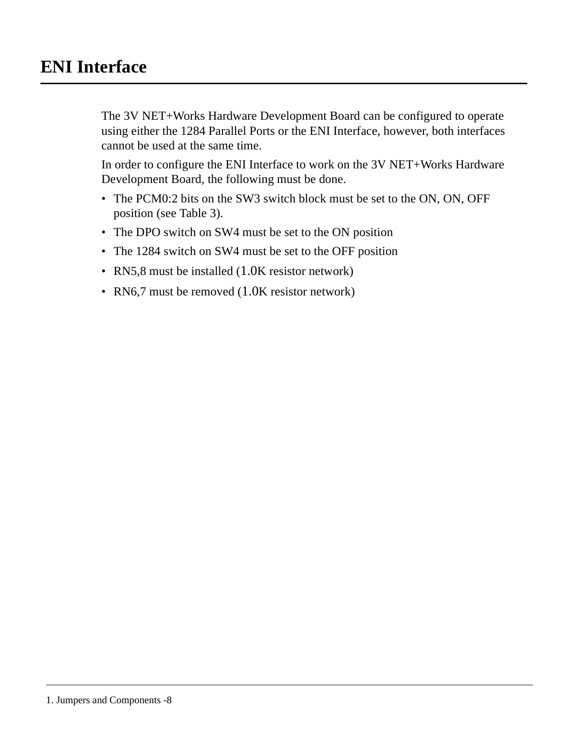# ENI Interface

The 3V NET+Works Hardware Development Board can be configured to operate using either the 1284 Parallel Ports or the ENI Interface, however, both interfaces cannot be used at the same time.

In order to configure the ENI Interface to work on the 3V NET+Works Hardware Development Board, the following must be done.

- The PCM0:2 bits on the SW3 switch block must be set to the ON, ON, OFF position (see Table 3).
- The DPO switch on SW4 must be set to the ON position
- The 1284 switch on SW4 must be set to the OFF position
- RN5,8 must be installed (1.0K resistor network)
- RN6,7 must be removed (1.0K resistor network)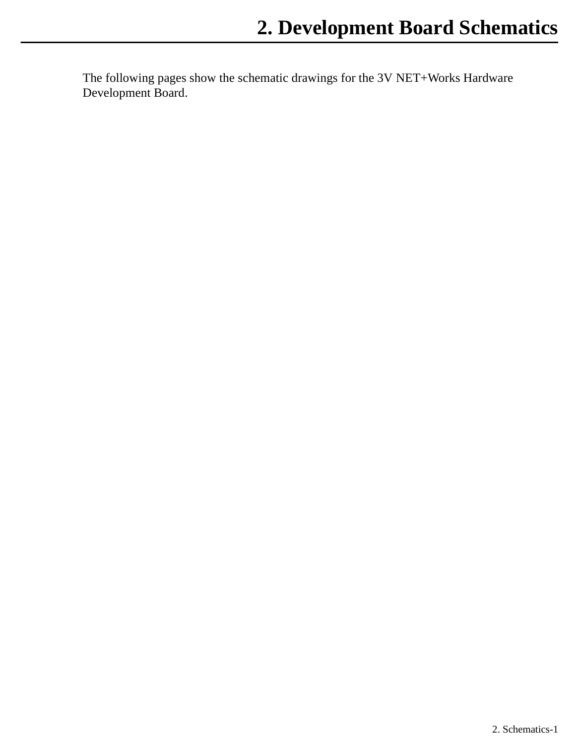# 2. Development Board Schematics

The following pages show the schematic drawings for the 3V NET+Works Hardware Development Board.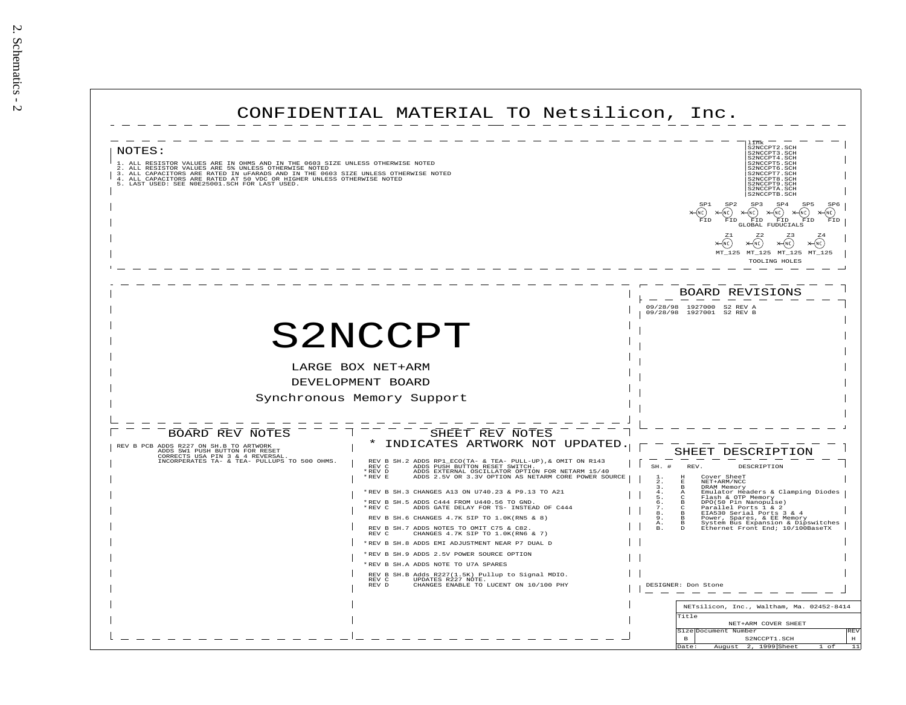# CONFIDENTIAL MATERIAL TO Netsilicon, Inc.

## NOTES:

1. ALL RESISTOR VALUES ARE IN OHMS AND IN THE 0603 SIZE UNLESS OTHERWISE NOTED
2. ALL RESISTOR VALUES ARE 5% UNLESS OTHERWISE NOTED
3. ALL CAPACITORS ARE RATED IN uFARADS AND IN THE 0603 SIZE UNLESS OTHERWISE NOTED
4. ALL CAPACITORS ARE RATED AT 50 VDC OR HIGHER UNLESS OTHERWISE NOTED
5. LAST USED: SEE N0E25001.SCH FOR LAST USED.

link
S2NCCPT2.SCH
S2NCCPT3.SCH
S2NCCPT4.SCH
S2NCCPT5.SCH
S2NCCPT6.SCH
S2NCCPT7.SCH
S2NCCPT8.SCH
S2NCCPT9.SCH
S2NCCPTA.SCH
S2NCCPTB.SCH

SP1 SP2 SP3 SP4 SP5 SP6
NC NC NC NC NC NC
FID FID FID FID FID FID
GLOBAL FUDUCIALS

Z1 Z2 Z3 Z4
NC NC NC NC
MT_125 MT_125 MT_125 MT_125
TOOLING HOLES

# S2NCCPT

LARGE BOX NET+ARM
DEVELOPMENT BOARD
Synchronous Memory Support

## BOARD REVISIONS

09/28/98 1927000 S2 REV A
09/28/98 1927001 S2 REV B

## BOARD REV NOTES

REV B PCB ADDS R227 ON SH.B TO ARTWORK
ADDS SW1 PUSH BUTTON FOR RESET
CORRECTS USA PIN 3 & 4 REVERSAL.
INCORPERATES TA- & TEA- PULLUPS TO 500 OHMS.

## SHEET REV NOTES

\* INDICATES ARTWORK NOT UPDATED.

REV B SH.2 ADDS RP1_ECO(TA- & TEA- PULL-UP),& OMIT ON R143
REV C ADDS PUSH BUTTON RESET SWITCH.
\*REV D ADDS EXTERNAL OSCILLATOR OPTION FOR NETARM 15/40
\*REV E ADDS 2.5V OR 3.3V OPTION AS NETARM CORE POWER SOURCE

\*REV B SH.3 CHANGES A13 ON U740.23 & P9.13 TO A21

\*REV B SH.5 ADDS C444 FROM U440.56 TO GND.
\*REV C ADDS GATE DELAY FOR TS- INSTEAD OF C444

REV B SH.6 CHANGES 4.7K SIP TO 1.0K(RN5 & 8)

REV B SH.7 ADDS NOTES TO OMIT C75 & C82.
REV C CHANGES 4.7K SIP TO 1.0K(RN6 & 7)

\*REV B SH.8 ADDS EMI ADJUSTMENT NEAR P7 DUAL D

\*REV B SH.9 ADDS 2.5V POWER SOURCE OPTION

\*REV B SH.A ADDS NOTE TO U7A SPARES

REV B SH.B Adds R227(1.5K) Pullup to Signal MDIO.
REV C UPDATES R227 NOTE.
REV D CHANGES ENABLE TO LUCENT ON 10/100 PHY

## SHEET DESCRIPTION

| SH. # | REV. | DESCRIPTION |
|---|---|---|
| 1. | H | Cover SheeT |
| 2. | E | NET+ARM/NCC |
| 3. | B | DRAM Memory |
| 4. | A | Emulator Headers & Clamping Diodes |
| 5. | C | Flash & OTP Memory |
| 6. | B | DPO(50 Pin Nanopulse) |
| 7. | C | Parallel Ports 1 & 2 |
| 8. | B | EIA530 Serial Ports 3 & 4 |
| 9. | B | Power, Spares, & EE Memory |
| A. | B | System Bus Expansion & Dipswitches |
| B. | D | Ethernet Front End; 10/100BaseTX |

DESIGNER: Don Stone

NETsilicon, Inc., Waltham, Ma. 02452-8414

| Title | | |
|---|---|---|
| NET+ARM COVER SHEET | | |
| Size | Document Number | REV |
| B | S2NCCPT1.SCH | H |
| Date: August 2, 1999 | Sheet 1 of 11 | |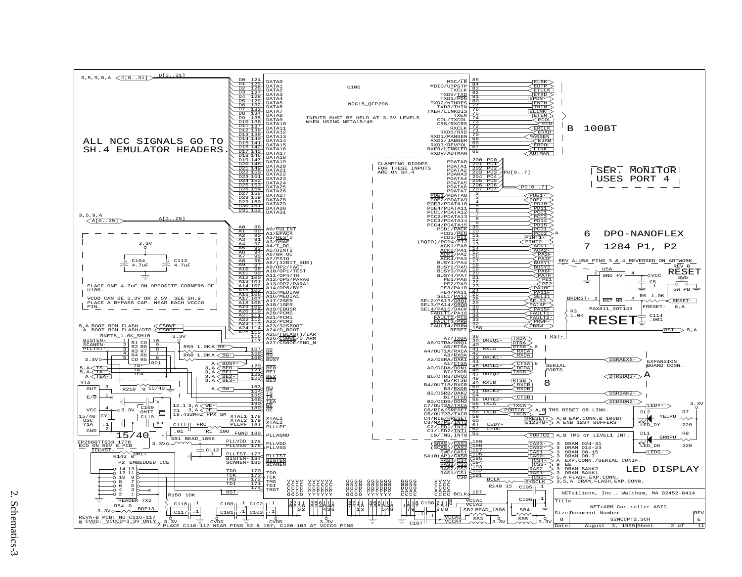ALL NCC SIGNALS GO TO SH.4 EMULATOR HEADERS.

INPUTS MUST BE HELD AT 3.3V LEVELS WHEN USING NETA15/40

CLAMPING DIODES FOR THESE INPUTS ARE ON SH.4

U100

NCC15_QFP208

B 100BT

SER. MONITOR USES PORT 4

6 DPO-NANOFLEX

7 1284 P1, P2

REV A:U5A PINS 3 & 4 REVERSED ON ARTWORK

RESET

PLACE ONE 4.7uF ON OPPOSITE CORNERS OF U100.

VCDD CAN BE 3.3V OR 2.5V. SEE SH.9 PLACE A BYPASS CAP. NEAR EACH VCCCO PIN.

5,A BOOT ROM FLASH

A BOOT ROM FLASH/OTP

EXPANSION BOARD CONN.

SERIAL PORTS

A,B TMS RESET OR LINK-

A,B EXP.CONN.& 100BT

A ENB 1284 BUFFERS

A,B TMS or LEVEL1 INT.

3 DRAM D24-31
3 DRAM D16-23
3 DRAM D8-15
3 DRAM D0-7
A EXP.CONN./SERIAL CONIF.
9 EE
3 DRAM BANK2
3 DRAM BANK1
5,A FLASH,EXP.CONN.
3,5,A DRAM,FLASH,EXP.CONN.

LED DISPLAY

P2 EMBEDDED ICE

ECO ON REV B PCB

REVA-B PCB: NO C116-117 & CVDD. VCCCO=3.3V ONLY

PLACE C116-117 NEAR PINS 52 & 157; C100-103 AT VCCCO PINS

| NETsilicon, Inc., Waltham, MA 02452-8414 | | |
|---|---|---|
| Title: NET+ARM Controller ASIC | | |
| Size: B | Document Number: S2NCCPT2.SCH | REV: E |
| Date: August 3, 1999 | Sheet 2 of 11 | |

2. Schematics-3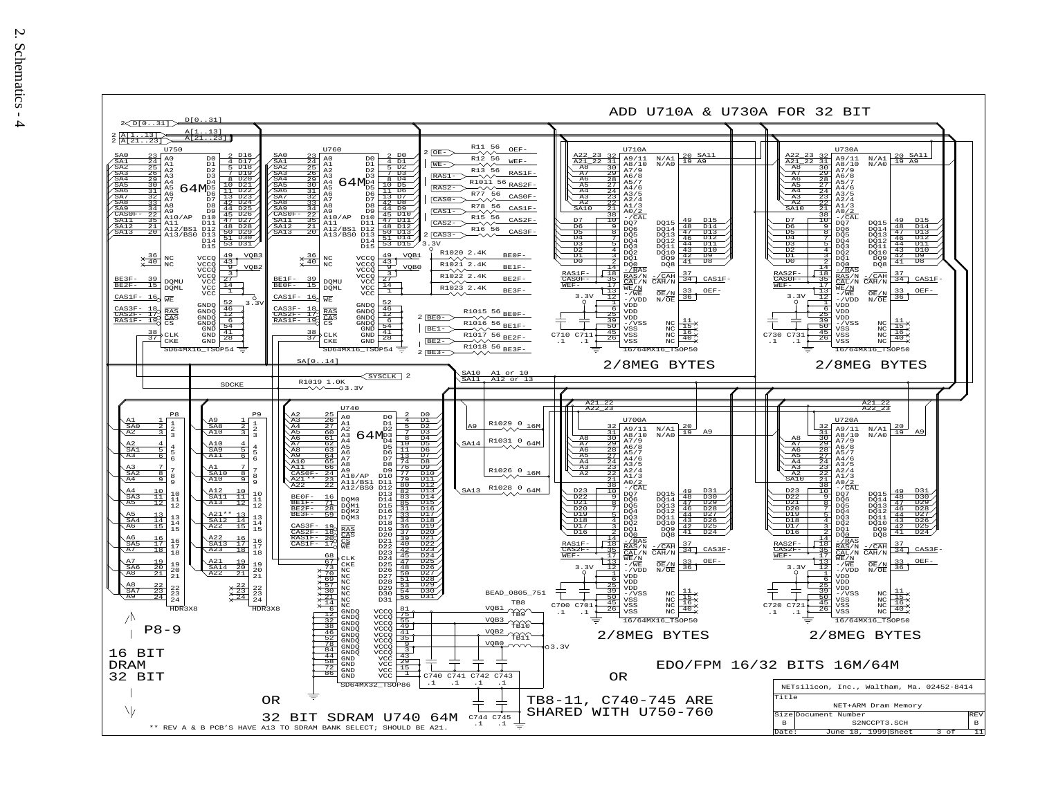ADD U710A & U730A FOR 32 BIT

2/8MEG BYTES

2/8MEG BYTES

2/8MEG BYTES

2/8MEG BYTES

P8-9

16 BIT
DRAM
32 BIT

OR

32 BIT SDRAM U740 64M

EDO/FPM 16/32 BITS 16M/64M

OR

TB8-11, C740-745 ARE
SHARED WITH U750-760

** REV A & B PCB'S HAVE A13 TO SDRAM BANK SELECT; SHOULD BE A21.

| NETsilicon, Inc., Waltham, Ma. 02452-8414 | | | |
|---|---|---|---|
| Title: NET+ARM Dram Memory | | | |
| Size | Document Number | | REV |
| B | S2NCCPT3.SCH | | B |
| Date: June 18, 1999 | Sheet 3 of 11 | | |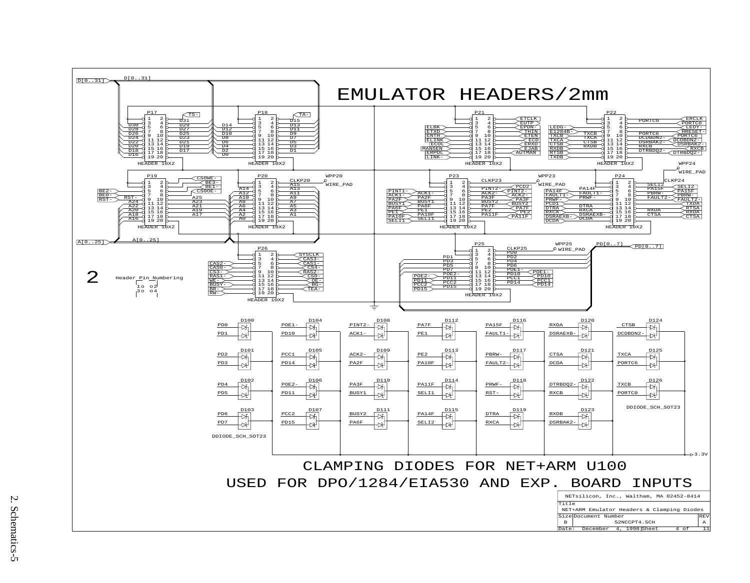# EMULATOR HEADERS/2mm

D[0..31]

| P17 | | | | P18 | | | |
|---|---|---|---|---|---|---|---|
| | 1 | 2 | TS- | | 1 | 2 | TA- |
| | 3 | 4 | D31 | | 3 | 4 | D15 |
| D30 | 5 | 6 | D29 | D14 | 5 | 6 | D13 |
| D28 | 7 | 8 | D27 | D12 | 7 | 8 | D11 |
| D26 | 9 | 10 | D25 | D10 | 9 | 10 | D9 |
| D24 | 11 | 12 | D23 | D8 | 11 | 12 | D7 |
| D22 | 13 | 14 | D21 | D6 | 13 | 14 | D5 |
| D20 | 15 | 16 | D19 | D4 | 15 | 16 | D3 |
| D18 | 17 | 18 | D17 | D2 | 17 | 18 | D1 |
| D16 | 19 | 20 | | D0 | 19 | 20 | |

HEADER 10X2 &nbsp; HEADER 10X2

| P21 | | | | P22 | | | |
|---|---|---|---|---|---|---|---|
| | 1 | 2 | ETCLK | | 1 | 2 | ERCLK |
| | 3 | 4 | EUTP | | 3 | 4 | PORTC0 |
| ELBK | 5 | 6 | EPDN- | LEDG- | 5 | 6 | LEDY- |
| ETXD | 7 | 8 | THIN | E1284B- TXCB | 7 | 8 | HRESET- |
| ENTH | 9 | 10 | ETEN | TXCB TXCA | 9 | 10 | PORTC6 |
| ELINK | 11 | 12 | ECD | TXCA CTSB | 11 | 12 | DCDBDN2- |
| ECOL | 13 | 14 | ERXD | CTSB RXDB | 13 | 14 | DSRBAK2- |
| MANSEN | 15 | 16 | EJAB | RXDB | 15 | 16 | RXCB |
| ERPOL | 17 | 18 | AUTMAN | RTSB | 17 | 18 | DTRBDQ2- |
| LINK- | 19 | 20 | | TXDB | 19 | 20 | |

HEADER 10X2 &nbsp; HEADER 10X2

| P19 | | | | P20 | | | |
|---|---|---|---|---|---|---|---|
| | 1 | 2 | CS0WE- | | 1 | 2 | CLKP20 |
| | 3 | 4 | BE3- | A14 | 3 | 4 | A15 |
| BE2- | 5 | 6 | BE1- | A12 | 5 | 6 | A13 |
| BE0- | 7 | 8 | CS0OE- | A10 | 7 | 8 | A11 |
| RST- | 9 | 10 | A25 | A8 | 9 | 10 | A9 |
| A24 | 11 | 12 | A23 | A6 | 11 | 12 | A7 |
| A22 | 13 | 14 | A21 | A4 | 13 | 14 | A5 |
| A20 | 15 | 16 | A19 | A2 | 15 | 16 | A3 |
| A18 | 17 | 18 | A17 | A0 | 17 | 18 | A1 |
| A16 | 19 | 20 | | | 19 | 20 | |

HEADER 10X2 &nbsp; HEADER 10X2 &nbsp; WPP20 WIRE_PAD

| P23 | | | | P24 | | | |
|---|---|---|---|---|---|---|---|
| | 1 | 2 | CLKP23 | | 1 | 2 | SELI2 |
| | 3 | 4 | PINT2- / PCD2 | | 3 | 4 | PA15F / SELI2 |
| PINT1- ACK1- | 5 | 6 | ACK2- / PINT2- | PA14F PA14F | 5 | 6 | PBRW- / PA15F |
| ACK1- PA2F | 7 | 8 | PA3F / ACK2- | FAULT1- FAULT1- | 7 | 8 | FAULT2- / PBRW- |
| PA2F BUSY1 | 9 | 10 | BUSY2 / PA3F | PRWF- PRWF- | 9 | 10 | FAULT2- |
| BUSY1 PA6F | 11 | 12 | PA7F / BUSY2 | PCD1 DTRA | 11 | 12 | TXDA |
| PA6F PE1 | 13 | 14 | PE2 / PA7F | DTRA RXCA | 13 | 14 | RTSA |
| PE1 PA10F | 15 | 16 | PA11F / PE2 | RXCA DSRAEXB- | 15 | 16 | RXDA / RXDA |
| PA10F SELI1 | 17 | 18 | PA11F | DSRAEXB- DCDA | 17 | 18 | CTSA / CTSA |
| SELI1 | 19 | 20 | | DCDA | 19 | 20 | |

HEADER 10X2 &nbsp; HEADER 10X2 &nbsp; WPP23 WIRE_PAD &nbsp; WPP24 WIRE_PAD &nbsp; CLKP24

A[0..25]

| P26 | | | |
|---|---|---|---|
| | 1 | 2 | SYSCLK |
| | 3 | 4 | CAS3- |
| CAS2- | 5 | 6 | CAS1- |
| CAS0- | 7 | 8 | CS4- |
| CS3- | 9 | 10 | RAS2- |
| RAS1- | 11 | 12 | CS0- |
| WE- | 13 | 14 | OE- |
| BUSY- | 15 | 16 | BG- |
| BR- | 17 | 18 | TEA- |
| RW- | 19 | 20 | |

HEADER 10X2

| P25 | | | |
|---|---|---|---|
| | 1 | 2 | CLKP25 |
| PD1 | 3 | 4 | PD0 / PD2 |
| PD3 | 5 | 6 | PD4 |
| PD5 | 7 | 8 | PD6 |
| PD7 | 9 | 10 | POE1- |
| POE2- | 11 | 12 | PD10 / POE1- |
| POE2- PD11 | 13 | 14 | PCC1 / PD10 |
| PD11 PCC2 | 15 | 16 | PD14 / PCC1 |
| PCC2 PD15 | 17 | 18 | PD14 |
| PD15 | 19 | 20 | |

HEADER 10X2 &nbsp; WPP25 WIRE_PAD &nbsp; PD[0..7]

2 &nbsp; Header_Pin_Numbering
1o o2
3o o4

| Diode | Inputs | Diode | Inputs | Diode | Inputs | Diode | Inputs | Diode | Inputs | Diode | Inputs | Diode | Inputs |
|---|---|---|---|---|---|---|---|---|---|---|---|---|---|
| D100 | PD0, PD1 | D104 | POE1-, PD10 | D108 | PINT2-, ACK1- | D112 | PA7F, PE1 | D116 | PA15F, FAULT1- | D120 | RXDA, DSRAEXB- | D124 | CTSB, DCDBDN2- |
| D101 | PD2, PD3 | D105 | PCC1, PD14 | D109 | ACK2-, PA2F | D113 | PE2, PA10F | D117 | PBRW-, FAULT2- | D121 | CTSA, DCDA | D125 | TXCA, PORTC6 |
| D102 | PD4, PD5 | D106 | POE2-, PD11 | D110 | PA3F, BUSY1 | D114 | PA11F, SELI1 | D118 | PRWF-, RST- | D122 | DTRBDQ2-, RXCB | D126 | TXCB, PORTC0 |
| D103 | PD6, PD7 | D107 | PCC2, PD15 | D111 | BUSY2, PA6F | D115 | PA14F, SELI2 | D119 | DTRA, RXCA | D123 | RXDB, DSRBAK2- | | |

DDIODE_SCH_SOT23 &nbsp; DDIODE_SCH_SOT23

3.3V

# CLAMPING DIODES FOR NET+ARM U100
# USED FOR DPO/1284/EIA530 AND EXP. BOARD INPUTS

| NETsilicon, Inc., Waltham, MA 02452-8414 | | |
|---|---|---|
| Title: NET+ARM Emulator Headers & Clamping Diodes | | |
| Size: B | Document Number: S2NCCPT4.SCH | REV: A |
| Date: December 4, 1998 | Sheet 4 of 11 | |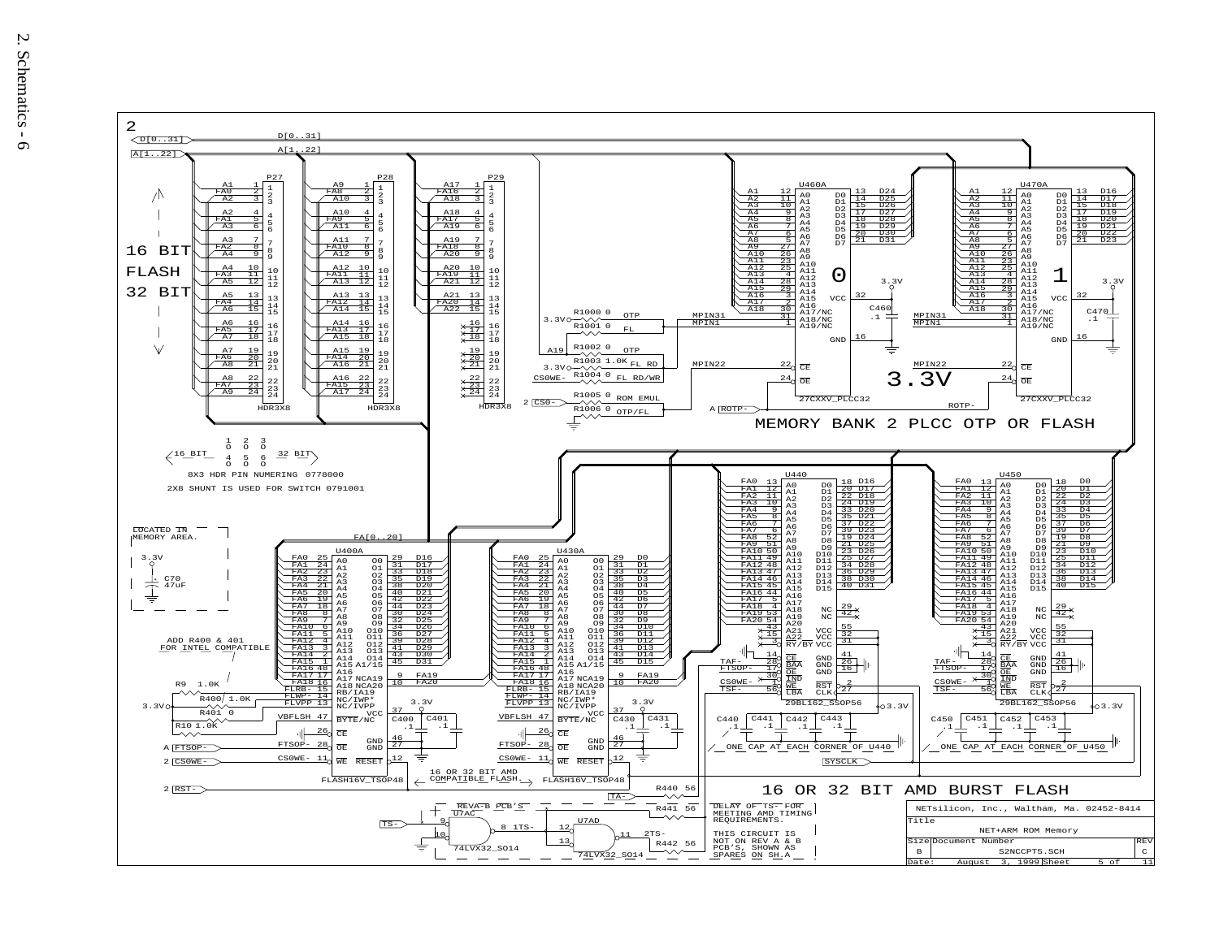2. Schematics - 6

16 BIT FLASH 32 BIT

MEMORY BANK 2 PLCC OTP OR FLASH

8X3 HDR PIN NUMERING 0778000

2X8 SHUNT IS USED FOR SWITCH 0791001

LOCATED IN MEMORY AREA.

ADD R400 & 401 FOR INTEL COMPATIBLE

16 OR 32 BIT AMD COMPATIBLE FLASH.

16 OR 32 BIT AMD BURST FLASH

ONE CAP AT EACH CORNER OF U440

ONE CAP AT EACH CORNER OF U450

REVA-B PCB'S

DELAY OF TS- FOR MEETING AMD TIMING REQUIREMENTS.

THIS CIRCUIT IS NOT ON REV A & B PCB'S, SHOWN AS SPARES ON SH.A

| NETsilicon, Inc., Waltham, Ma. 02452-8414 | | |
|---|---|---|
| Title | | |
| NET+ARM ROM Memory | | |
| Size | Document Number | REV |
| B | S2NCCPT5.SCH | C |
| Date: August 3, 1999 | Sheet 5 of 11 | |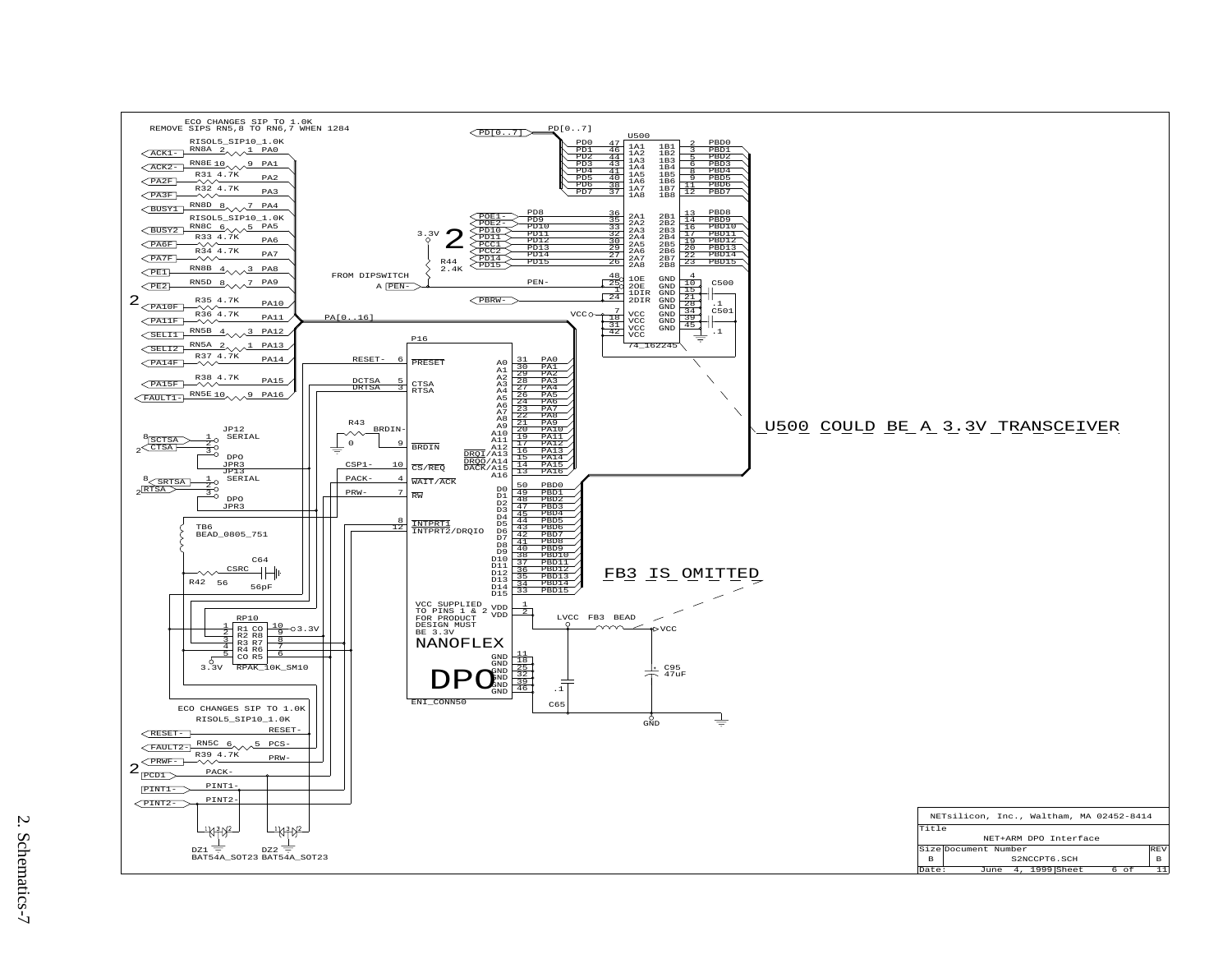ECO CHANGES SIP TO 1.0K
REMOVE SIPS RN5,8 TO RN6,7 WHEN 1284

U500 COULD BE A 3.3V TRANSCEIVER

FB3 IS OMITTED

VCC SUPPLIED TO PINS 1 & 2 FOR PRODUCT DESIGN MUST BE 3.3V

NANOFLEX

DPO

ECO CHANGES SIP TO 1.0K

| NETsilicon, Inc., Waltham, MA 02452-8414 | | |
|---|---|---|
| Title | NET+ARM DPO Interface | |
| Size | Document Number | REV |
| B | S2NCCPT6.SCH | B |
| Date: | June 4, 1999 | Sheet 6 of 11 |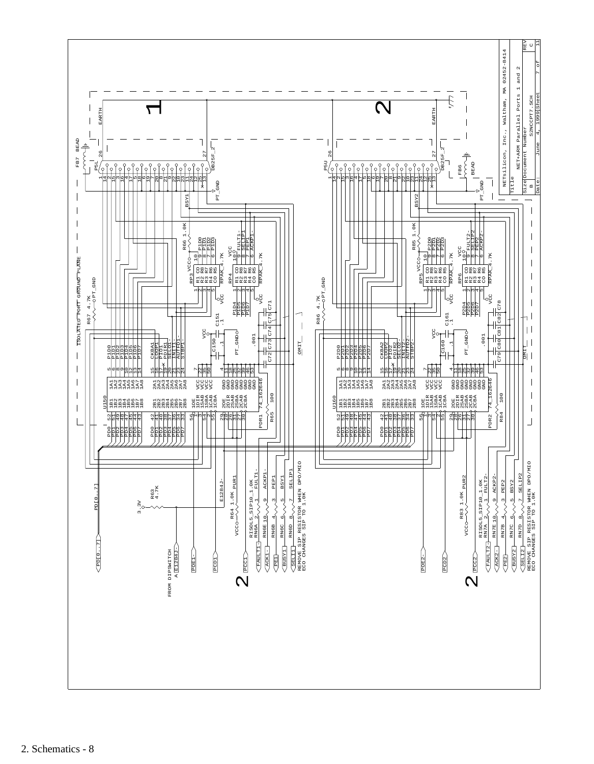| NETsilicon, Inc., Waltham, MA 02452-8414 | | |
|---|---|---|
| Title: NET+ARM Parallel Ports 1 and 2 | | |
| Size: B | Document Number: S2NCCPT7.SCH | REV: C |
| Date: June 4, 1999 | Sheet 7 of 11 | |

ISOLATED PORT GROUND PLANE

FROM DIPSWITCH A

REMOVE SIP RESISTOR WHEN DPO/MIO ECO CHANGES SIP TO 1.0K

REMOVE SIP RESISTOR WHEN DPO/MIO ECO CHANGES SIP TO 1.0K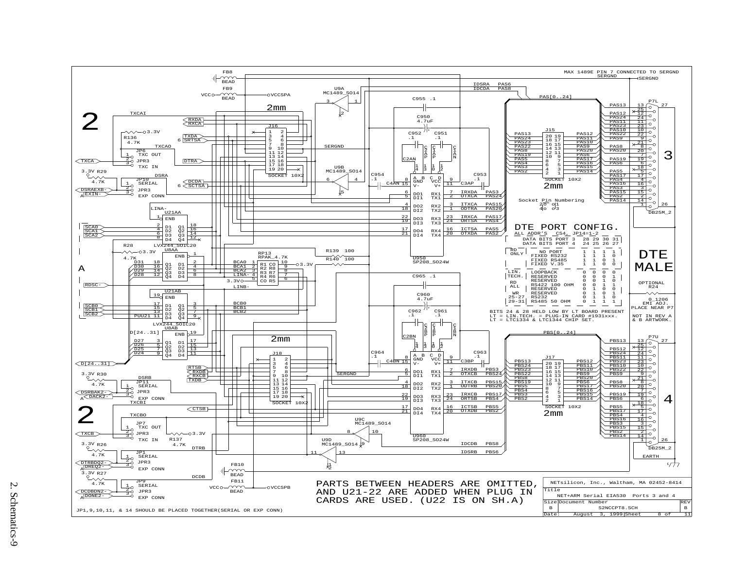MAX 1489E PIN 7 CONNECTED TO SERGND

## DTE PORT CONFIG.

ALL ADDR'S _CS4, JP14=1-2

| | | | | | |
|---|---|---|---|---|---|
| | DATA BITS PORT 3 | 28 | 29 | 30 | 31 |
| | DATA BITS PORT 4 | 24 | 25 | 26 | 27 |
| RD ONLY | NO PORT | 1 | 1 | 1 | 1 |
| | FIXED RS232 | 1 | 1 | 1 | 0 |
| | FIXED RS485 | 1 | 1 | 0 | 1 |
| | FIXED V.35 | 1 | 1 | 0 | 0 |
| LIN. TECH. | LOOPBACK | 0 | 0 | 0 | 0 |
| | RESERVED | 0 | 0 | 0 | 1 |
| RD ALL | RESERVED | 0 | 0 | 1 | 0 |
| | RS422 100 OHM | 0 | 0 | 1 | 1 |
| WR 25-27 | RESERVED | 0 | 1 | 0 | 0 |
| | RESERVED | 0 | 1 | 0 | 1 |
| 29-31 | RS232 | 0 | 1 | 1 | 0 |
| | RS485 50 OHM | 0 | 1 | 1 | 1 |

BITS 24 & 28 HELD LOW BY LT BOARD PRESENT
LT = LIN.TECH. = PLUG-IN CARD #1931xxx.
LT = LTC1334 & LTC1344 CHIP SET.

## DTE MALE

OPTIONAL R24

0 1206 EMI ADJ. PLACE NEAR P7

NOT IN REV A & B ARTWORK.

Socket Pin Numbering

PARTS BETWEEN HEADERS ARE OMITTED, AND U21-22 ARE ADDED WHEN PLUG IN CARDS ARE USED. (U22 IS ON SH.A)

JP1,9,10,11, & 14 SHOULD BE PLACED TOGETHER(SERIAL OR EXP CONN)

| | | | |
|---|---|---|---|
| NETsilicon, Inc., Waltham, MA 02452-8414 | | | |
| Title: NET+ARM Serial EIA530 Ports 3 and 4 | | | |
| Size: B | Document Number: S2NCCPT8.SCH | | REV: B |
| Date: August 3, 1999 | Sheet 8 of 11 | | |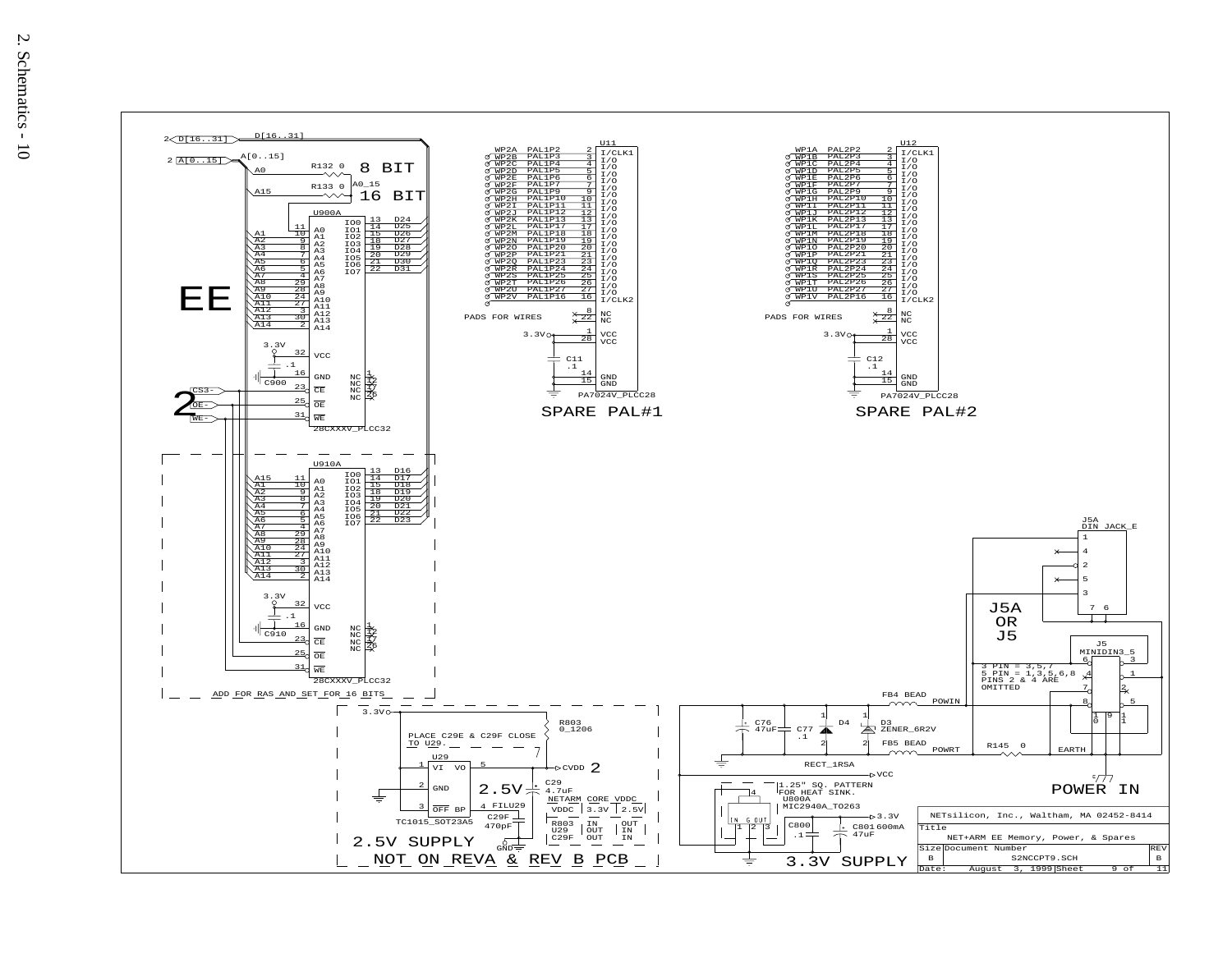NET+ARM EE Memory, Power, & Spares

| Size | Document Number | REV |
|---|---|---|
| B | S2NCCPT9.SCH | B |

Date: August 3, 1999 Sheet 9 of 11

NETsilicon, Inc., Waltham, MA 02452-8414

EE

8 BIT

16 BIT

ADD FOR RAS AND SET FOR 16 BITS

SPARE PAL#1

SPARE PAL#2

PADS FOR WIRES

2.5V SUPPLY

NOT ON REVA & REV B PCB

PLACE C29E & C29F CLOSE TO U29.

| NETARM CORE VDDC | | |
|---|---|---|
| VDDC | 3.3V | 2.5V |
| R803 | IN | OUT |
| U29 | OUT | IN |
| C29F | OUT | IN |

3.3V SUPPLY

1.25" SQ. PATTERN FOR HEAT SINK.

J5A OR J5

3 PIN = 3,5,7
5 PIN = 1,3,5,6,8
PINS 2 & 4 ARE OMITTED

POWER IN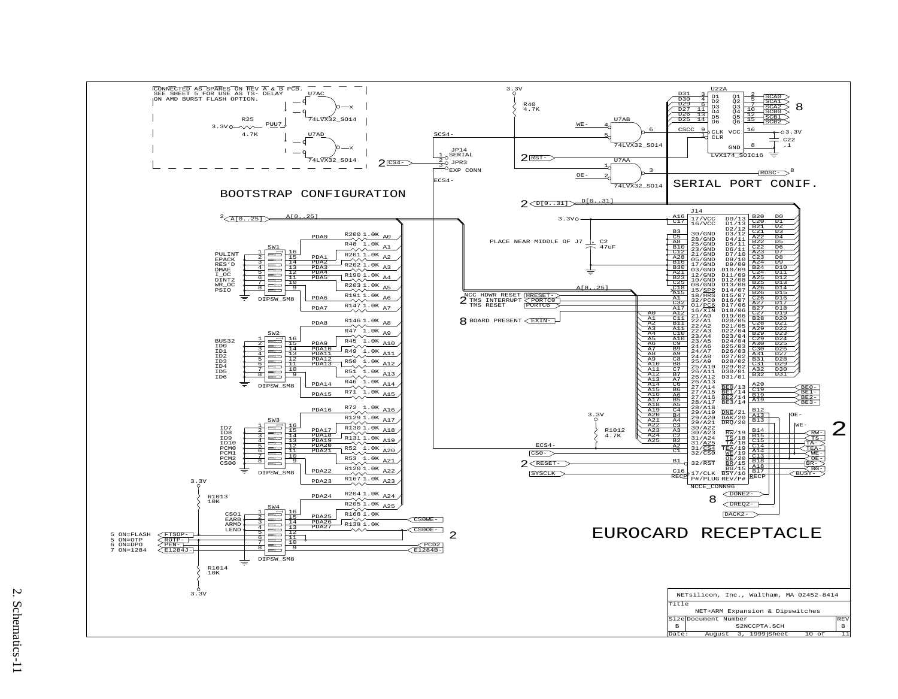CONNECTED AS SPARES ON REV A & B PCB.
SEE SHEET 5 FOR USE AS TS- DELAY
ON AMD BURST FLASH OPTION.

## BOOTSTRAP CONFIGURATION

## SERIAL PORT CONIF.

PLACE NEAR MIDDLE OF J7

NCC HDWR RESET
TMS INTERRUPT
TMS RESET

BOARD PRESENT

5 ON=FLASH
5 ON=OTP
6 ON=DPO
7 ON=1284

## EUROCARD RECEPTACLE

| | | | |
|---|---|---|---|
| NETsilicon, Inc., Waltham, MA 02452-8414 | | | |
| Title | NET+ARM Expansion & Dipswitches | | |
| Size B | Document Number S2NCCPTA.SCH | | REV B |
| Date: | August 3, 1999 | Sheet 10 of 11 | |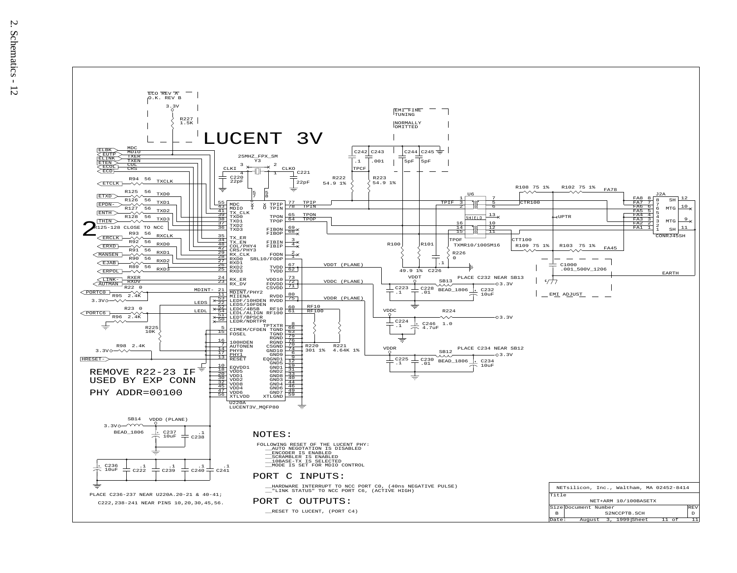LUCENT 3V

ECO REV A
O.K. REV B

EMI FINE TUNING

NORMALLY OMITTED

REMOVE R22-23 IF USED BY EXP CONN

PHY ADDR=00100

PLACE C232 NEAR SB13

PLACE C234 NEAR SB12

EMI ADJUST

PLACE C236-237 NEAR U220A.20-21 & 40-41;

C222,238-241 NEAR PINS 10,20,30,45,56.

NOTES:

FOLLOWING RESET OF THE LUCENT PHY:
- AUTO NEGOTATION IS DISABLED
- ENCODER IS ENABLED
- SCRAMBLER IS ENABLED
- 10BASE-TX IS SELECTED
- MODE IS SET FOR MDIO CONTROL

PORT C INPUTS:

- HARDWARE INTERRUPT TO NCC PORT C0, (40ns NEGATIVE PULSE)
- "LINK STATUS" TO NCC PORT C6, (ACTIVE HIGH)

PORT C OUTPUTS:

- RESET TO LUCENT, (PORT C4)

| NETsilicon, Inc., Waltham, MA 02452-8414 | | |
|---|---|---|
| Title | NET+ARM 10/100BASETX | |
| Size B | Document Number S2NCCPTB.SCH | REV D |
| Date: August 3, 1999 | Sheet 11 of 11 | |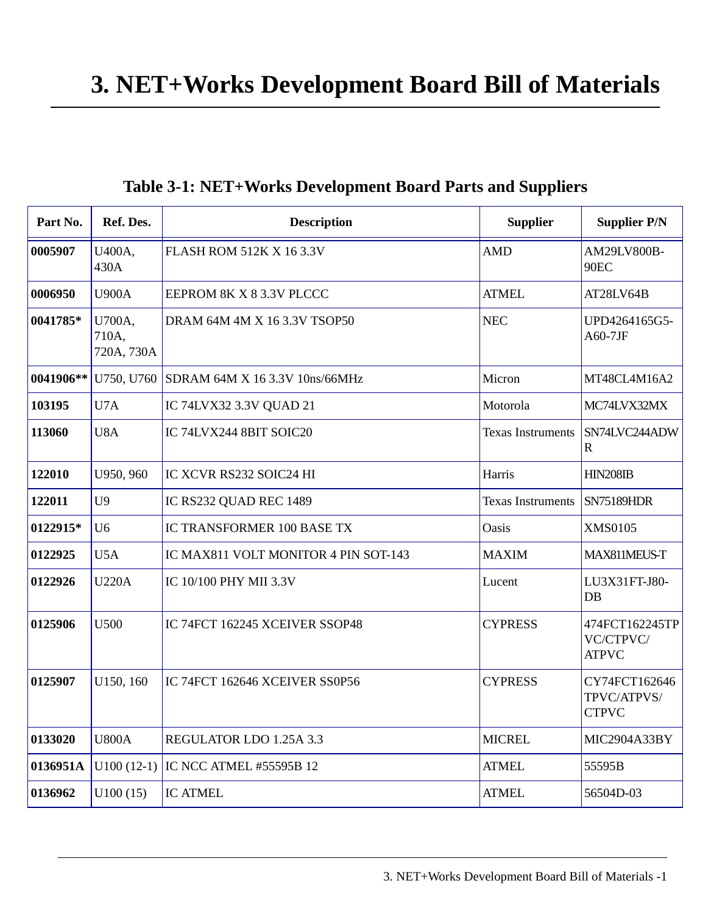# 3. NET+Works Development Board Bill of Materials

**Table 3-1: NET+Works Development Board Parts and Suppliers**

| Part No. | Ref. Des. | Description | Supplier | Supplier P/N |
|---|---|---|---|---|
| **0005907** | U400A, 430A | FLASH ROM 512K X 16 3.3V | AMD | AM29LV800B-90EC |
| **0006950** | U900A | EEPROM 8K X 8 3.3V PLCCC | ATMEL | AT28LV64B |
| **0041785*** | U700A, 710A, 720A, 730A | DRAM 64M 4M X 16 3.3V TSOP50 | NEC | UPD4264165G5-A60-7JF |
| **0041906**** | U750, U760 | SDRAM 64M X 16 3.3V 10ns/66MHz | Micron | MT48CL4M16A2 |
| **103195** | U7A | IC 74LVX32 3.3V QUAD 21 | Motorola | MC74LVX32MX |
| **113060** | U8A | IC 74LVX244 8BIT SOIC20 | Texas Instruments | SN74LVC244ADWR |
| **122010** | U950, 960 | IC XCVR RS232 SOIC24 HI | Harris | HIN208IB |
| **122011** | U9 | IC RS232 QUAD REC 1489 | Texas Instruments | SN75189HDR |
| **0122915*** | U6 | IC TRANSFORMER 100 BASE TX | Oasis | XMS0105 |
| **0122925** | U5A | IC MAX811 VOLT MONITOR 4 PIN SOT-143 | MAXIM | MAX811MEUS-T |
| **0122926** | U220A | IC 10/100 PHY MII 3.3V | Lucent | LU3X31FT-J80-DB |
| **0125906** | U500 | IC 74FCT 162245 XCEIVER SSOP48 | CYPRESS | 474FCT162245TPVC/CTPVC/ATPVC |
| **0125907** | U150, 160 | IC 74FCT 162646 XCEIVER SS0P56 | CYPRESS | CY74FCT162646TPVC/ATPVS/CTPVC |
| **0133020** | U800A | REGULATOR LDO 1.25A 3.3 | MICREL | MIC2904A33BY |
| **0136951A** | U100 (12-1) | IC NCC ATMEL #55595B 12 | ATMEL | 55595B |
| **0136962** | U100 (15) | IC ATMEL | ATMEL | 56504D-03 |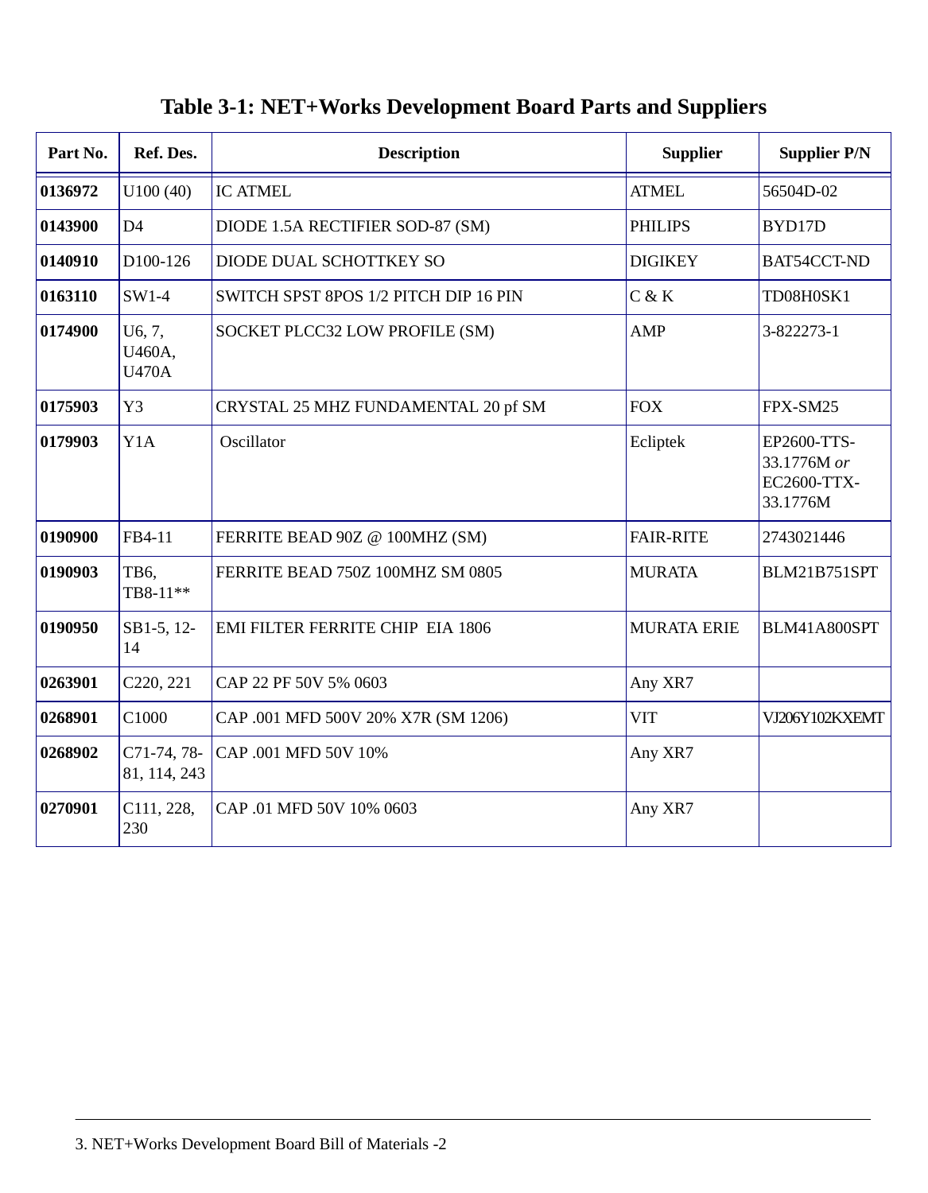# Table 3-1: NET+Works Development Board Parts and Suppliers

| Part No. | Ref. Des. | Description | Supplier | Supplier P/N |
|---|---|---|---|---|
| **0136972** | U100 (40) | IC ATMEL | ATMEL | 56504D-02 |
| **0143900** | D4 | DIODE 1.5A RECTIFIER SOD-87 (SM) | PHILIPS | BYD17D |
| **0140910** | D100-126 | DIODE DUAL SCHOTTKEY SO | DIGIKEY | BAT54CCT-ND |
| **0163110** | SW1-4 | SWITCH SPST 8POS 1/2 PITCH DIP 16 PIN | C & K | TD08H0SK1 |
| **0174900** | U6, 7, U460A, U470A | SOCKET PLCC32 LOW PROFILE (SM) | AMP | 3-822273-1 |
| **0175903** | Y3 | CRYSTAL 25 MHZ FUNDAMENTAL 20 pf SM | FOX | FPX-SM25 |
| **0179903** | Y1A | Oscillator | Ecliptek | EP2600-TTS-33.1776M *or* EC2600-TTX-33.1776M |
| **0190900** | FB4-11 | FERRITE BEAD 90Z @ 100MHZ (SM) | FAIR-RITE | 2743021446 |
| **0190903** | TB6, TB8-11** | FERRITE BEAD 750Z 100MHZ SM 0805 | MURATA | BLM21B751SPT |
| **0190950** | SB1-5, 12-14 | EMI FILTER FERRITE CHIP EIA 1806 | MURATA ERIE | BLM41A800SPT |
| **0263901** | C220, 221 | CAP 22 PF 50V 5% 0603 | Any XR7 | |
| **0268901** | C1000 | CAP .001 MFD 500V 20% X7R (SM 1206) | VIT | VJ206Y102KXEMT |
| **0268902** | C71-74, 78-81, 114, 243 | CAP .001 MFD 50V 10% | Any XR7 | |
| **0270901** | C111, 228, 230 | CAP .01 MFD 50V 10% 0603 | Any XR7 | |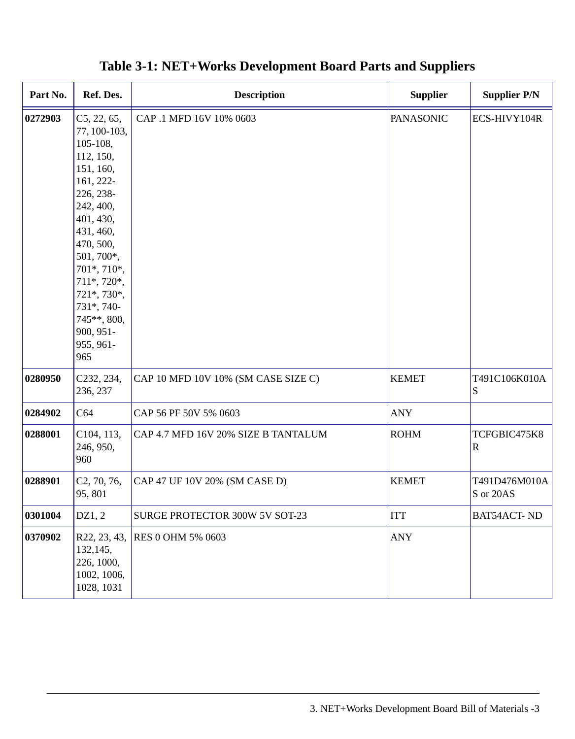# Table 3-1: NET+Works Development Board Parts and Suppliers

| Part No. | Ref. Des. | Description | Supplier | Supplier P/N |
|---|---|---|---|---|
| **0272903** | C5, 22, 65, 77, 100-103, 105-108, 112, 150, 151, 160, 161, 222-226, 238-242, 400, 401, 430, 431, 460, 470, 500, 501, 700*, 701*, 710*, 711*, 720*, 721*, 730*, 731*, 740-745**, 800, 900, 951-955, 961-965 | CAP .1 MFD 16V 10% 0603 | PANASONIC | ECS-HIVY104R |
| **0280950** | C232, 234, 236, 237 | CAP 10 MFD 10V 10% (SM CASE SIZE C) | KEMET | T491C106K010AS |
| **0284902** | C64 | CAP 56 PF 50V 5% 0603 | ANY | |
| **0288001** | C104, 113, 246, 950, 960 | CAP 4.7 MFD 16V 20% SIZE B TANTALUM | ROHM | TCFGBIC475K8R |
| **0288901** | C2, 70, 76, 95, 801 | CAP 47 UF 10V 20% (SM CASE D) | KEMET | T491D476M010AS or 20AS |
| **0301004** | DZ1, 2 | SURGE PROTECTOR 300W 5V SOT-23 | ITT | BAT54ACT- ND |
| **0370902** | R22, 23, 43, 132,145, 226, 1000, 1002, 1006, 1028, 1031 | RES 0 OHM 5% 0603 | ANY | |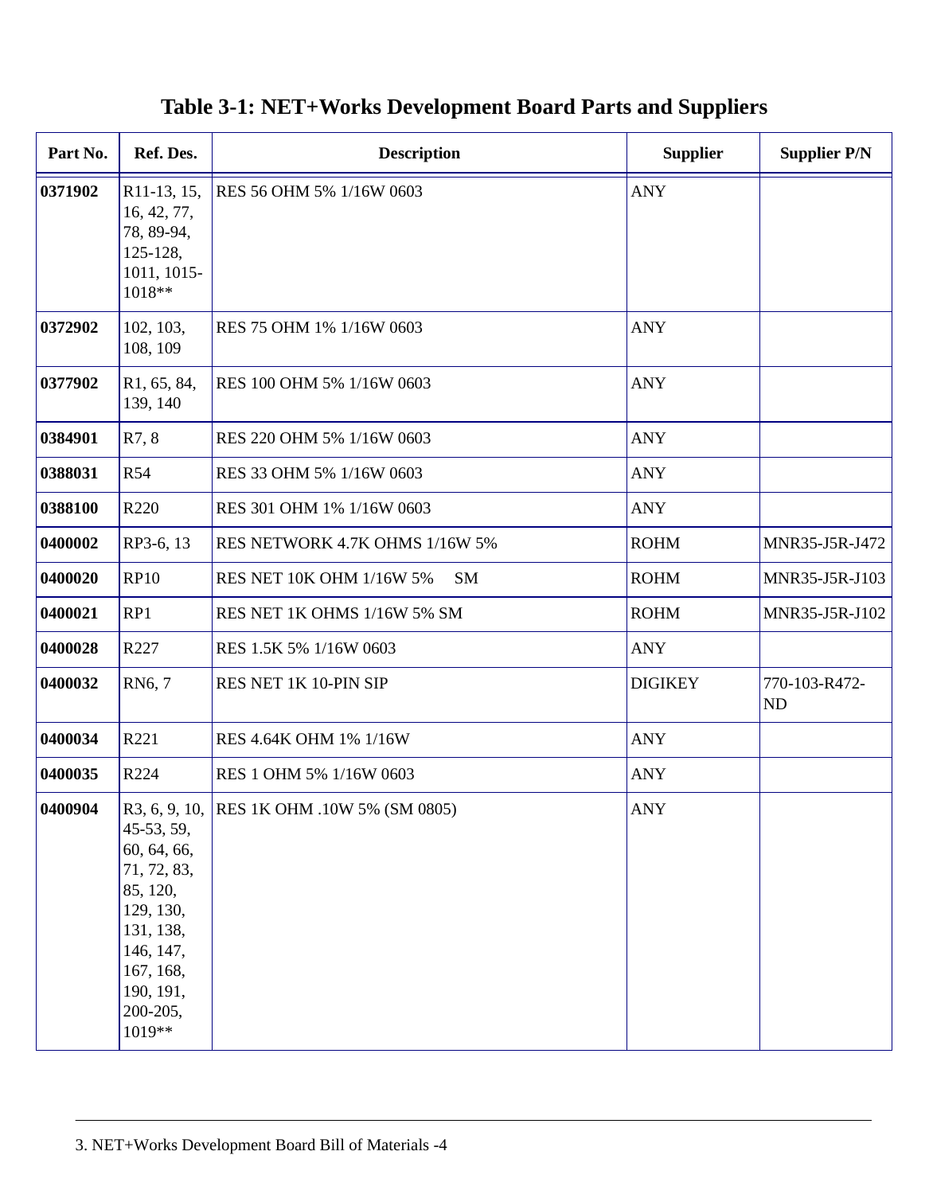## Table 3-1: NET+Works Development Board Parts and Suppliers

| Part No. | Ref. Des. | Description | Supplier | Supplier P/N |
|---|---|---|---|---|
| **0371902** | R11-13, 15, 16, 42, 77, 78, 89-94, 125-128, 1011, 1015-1018** | RES 56 OHM 5% 1/16W 0603 | ANY | |
| **0372902** | 102, 103, 108, 109 | RES 75 OHM 1% 1/16W 0603 | ANY | |
| **0377902** | R1, 65, 84, 139, 140 | RES 100 OHM 5% 1/16W 0603 | ANY | |
| **0384901** | R7, 8 | RES 220 OHM 5% 1/16W 0603 | ANY | |
| **0388031** | R54 | RES 33 OHM 5% 1/16W 0603 | ANY | |
| **0388100** | R220 | RES 301 OHM 1% 1/16W 0603 | ANY | |
| **0400002** | RP3-6, 13 | RES NETWORK 4.7K OHMS 1/16W 5% | ROHM | MNR35-J5R-J472 |
| **0400020** | RP10 | RES NET 10K OHM 1/16W 5% SM | ROHM | MNR35-J5R-J103 |
| **0400021** | RP1 | RES NET 1K OHMS 1/16W 5% SM | ROHM | MNR35-J5R-J102 |
| **0400028** | R227 | RES 1.5K 5% 1/16W 0603 | ANY | |
| **0400032** | RN6, 7 | RES NET 1K 10-PIN SIP | DIGIKEY | 770-103-R472-ND |
| **0400034** | R221 | RES 4.64K OHM 1% 1/16W | ANY | |
| **0400035** | R224 | RES 1 OHM 5% 1/16W 0603 | ANY | |
| **0400904** | R3, 6, 9, 10, 45-53, 59, 60, 64, 66, 71, 72, 83, 85, 120, 129, 130, 131, 138, 146, 147, 167, 168, 190, 191, 200-205, 1019** | RES 1K OHM .10W 5% (SM 0805) | ANY | |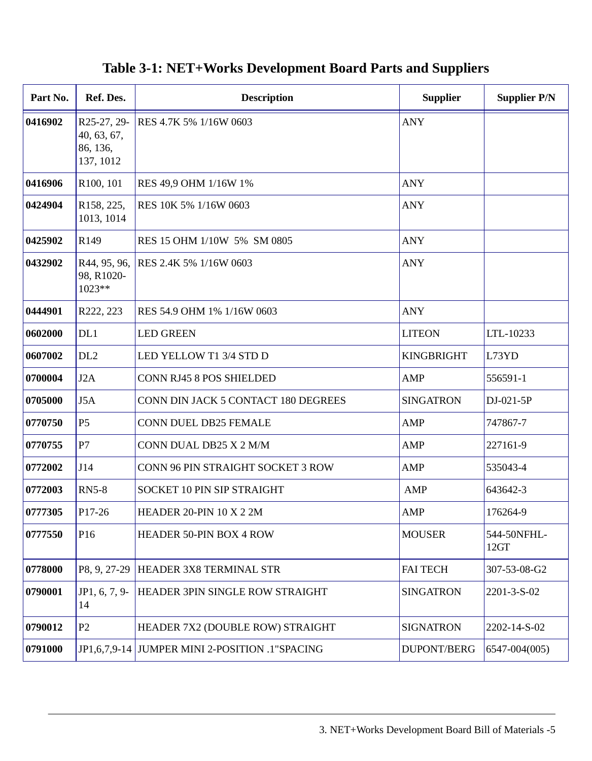## Table 3-1: NET+Works Development Board Parts and Suppliers

| Part No. | Ref. Des. | Description | Supplier | Supplier P/N |
|---|---|---|---|---|
| **0416902** | R25-27, 29-40, 63, 67, 86, 136, 137, 1012 | RES 4.7K 5% 1/16W 0603 | ANY | |
| **0416906** | R100, 101 | RES 49,9 OHM 1/16W 1% | ANY | |
| **0424904** | R158, 225, 1013, 1014 | RES 10K 5% 1/16W 0603 | ANY | |
| **0425902** | R149 | RES 15 OHM 1/10W 5% SM 0805 | ANY | |
| **0432902** | R44, 95, 96, 98, R1020-1023** | RES 2.4K 5% 1/16W 0603 | ANY | |
| **0444901** | R222, 223 | RES 54.9 OHM 1% 1/16W 0603 | ANY | |
| **0602000** | DL1 | LED GREEN | LITEON | LTL-10233 |
| **0607002** | DL2 | LED YELLOW T1 3/4 STD D | KINGBRIGHT | L73YD |
| **0700004** | J2A | CONN RJ45 8 POS SHIELDED | AMP | 556591-1 |
| **0705000** | J5A | CONN DIN JACK 5 CONTACT 180 DEGREES | SINGATRON | DJ-021-5P |
| **0770750** | P5 | CONN DUEL DB25 FEMALE | AMP | 747867-7 |
| **0770755** | P7 | CONN DUAL DB25 X 2 M/M | AMP | 227161-9 |
| **0772002** | J14 | CONN 96 PIN STRAIGHT SOCKET 3 ROW | AMP | 535043-4 |
| **0772003** | RN5-8 | SOCKET 10 PIN SIP STRAIGHT | AMP | 643642-3 |
| **0777305** | P17-26 | HEADER 20-PIN 10 X 2 2M | AMP | 176264-9 |
| **0777550** | P16 | HEADER 50-PIN BOX 4 ROW | MOUSER | 544-50NFHL-12GT |
| **0778000** | P8, 9, 27-29 | HEADER 3X8 TERMINAL STR | FAI TECH | 307-53-08-G2 |
| **0790001** | JP1, 6, 7, 9-14 | HEADER 3PIN SINGLE ROW STRAIGHT | SINGATRON | 2201-3-S-02 |
| **0790012** | P2 | HEADER 7X2 (DOUBLE ROW) STRAIGHT | SIGNATRON | 2202-14-S-02 |
| **0791000** | JP1,6,7,9-14 | JUMPER MINI 2-POSITION .1"SPACING | DUPONT/BERG | 6547-004(005) |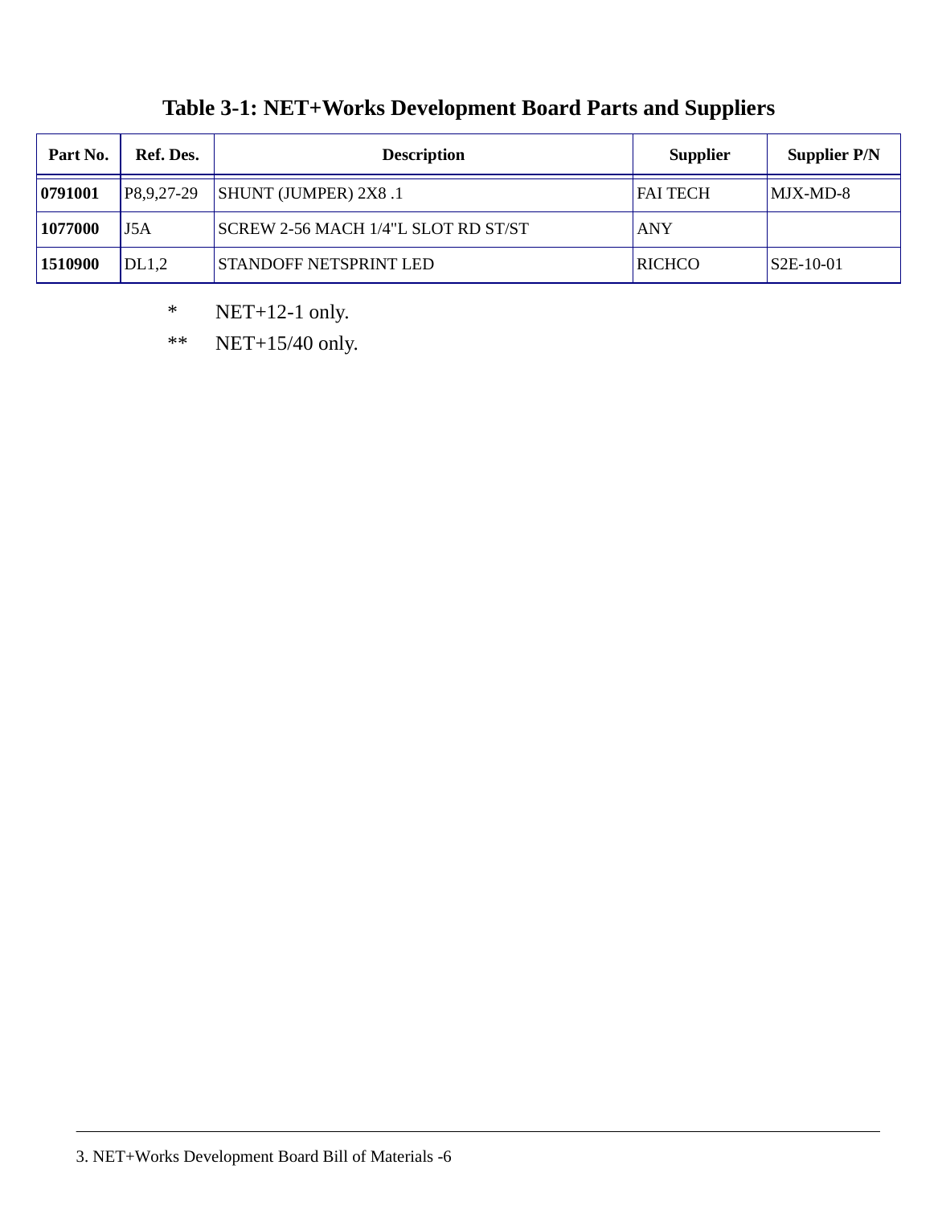**Table 3-1: NET+Works Development Board Parts and Suppliers**

| Part No. | Ref. Des. | Description | Supplier | Supplier P/N |
|---|---|---|---|---|
| **0791001** | P8,9,27-29 | SHUNT (JUMPER) 2X8 .1 | FAI TECH | MJX-MD-8 |
| **1077000** | J5A | SCREW 2-56 MACH 1/4"L SLOT RD ST/ST | ANY | |
| **1510900** | DL1,2 | STANDOFF NETSPRINT LED | RICHCO | S2E-10-01 |

\*  NET+12-1 only.

\*\*  NET+15/40 only.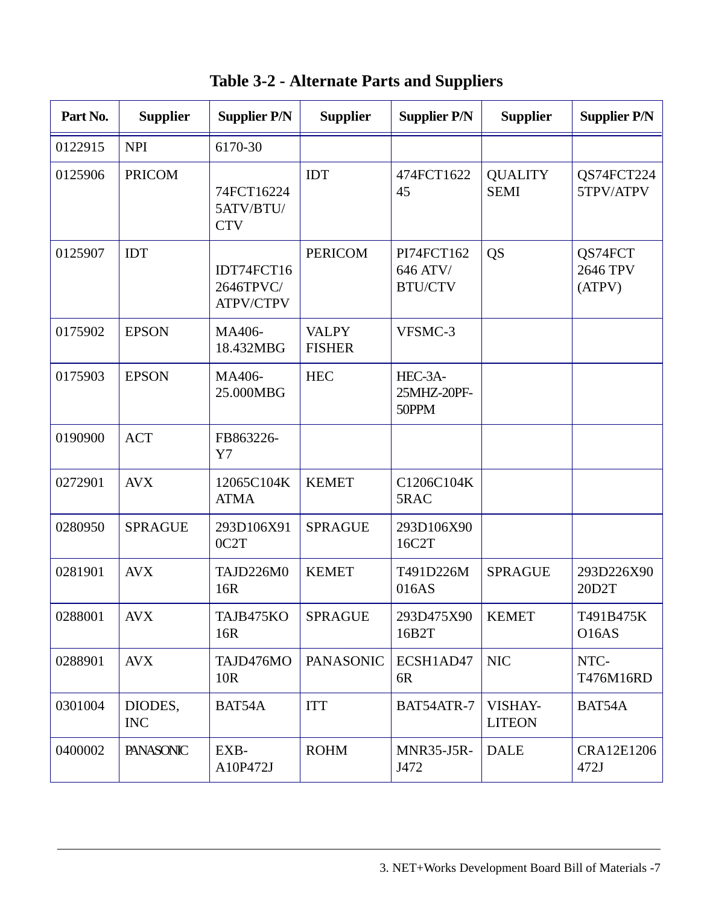# Table 3-2 - Alternate Parts and Suppliers

| Part No. | Supplier | Supplier P/N | Supplier | Supplier P/N | Supplier | Supplier P/N |
|---|---|---|---|---|---|---|
| 0122915 | NPI | 6170-30 | | | | |
| 0125906 | PRICOM | 74FCT162245ATV/BTU/CTV | IDT | 474FCT162245 | QUALITY SEMI | QS74FCT2245TPV/ATPV |
| 0125907 | IDT | IDT74FCT162646TPVC/ATPV/CTPV | PERICOM | PI74FCT162646 ATV/BTU/CTV | QS | QS74FCT 2646 TPV (ATPV) |
| 0175902 | EPSON | MA406-18.432MBG | VALPY FISHER | VFSMC-3 | | |
| 0175903 | EPSON | MA406-25.000MBG | HEC | HEC-3A-25MHZ-20PF-50PPM | | |
| 0190900 | ACT | FB863226-Y7 | | | | |
| 0272901 | AVX | 12065C104KATMA | KEMET | C1206C104K5RAC | | |
| 0280950 | SPRAGUE | 293D106X910C2T | SPRAGUE | 293D106X9016C2T | | |
| 0281901 | AVX | TAJD226M016R | KEMET | T491D226M016AS | SPRAGUE | 293D226X9020D2T |
| 0288001 | AVX | TAJB475KO16R | SPRAGUE | 293D475X9016B2T | KEMET | T491B475KO16AS |
| 0288901 | AVX | TAJD476MO10R | PANASONIC | ECSH1AD476R | NIC | NTC-T476M16RD |
| 0301004 | DIODES, INC | BAT54A | ITT | BAT54ATR-7 | VISHAY-LITEON | BAT54A |
| 0400002 | PANASONIC | EXB-A10P472J | ROHM | MNR35-J5R-J472 | DALE | CRA12E1206472J |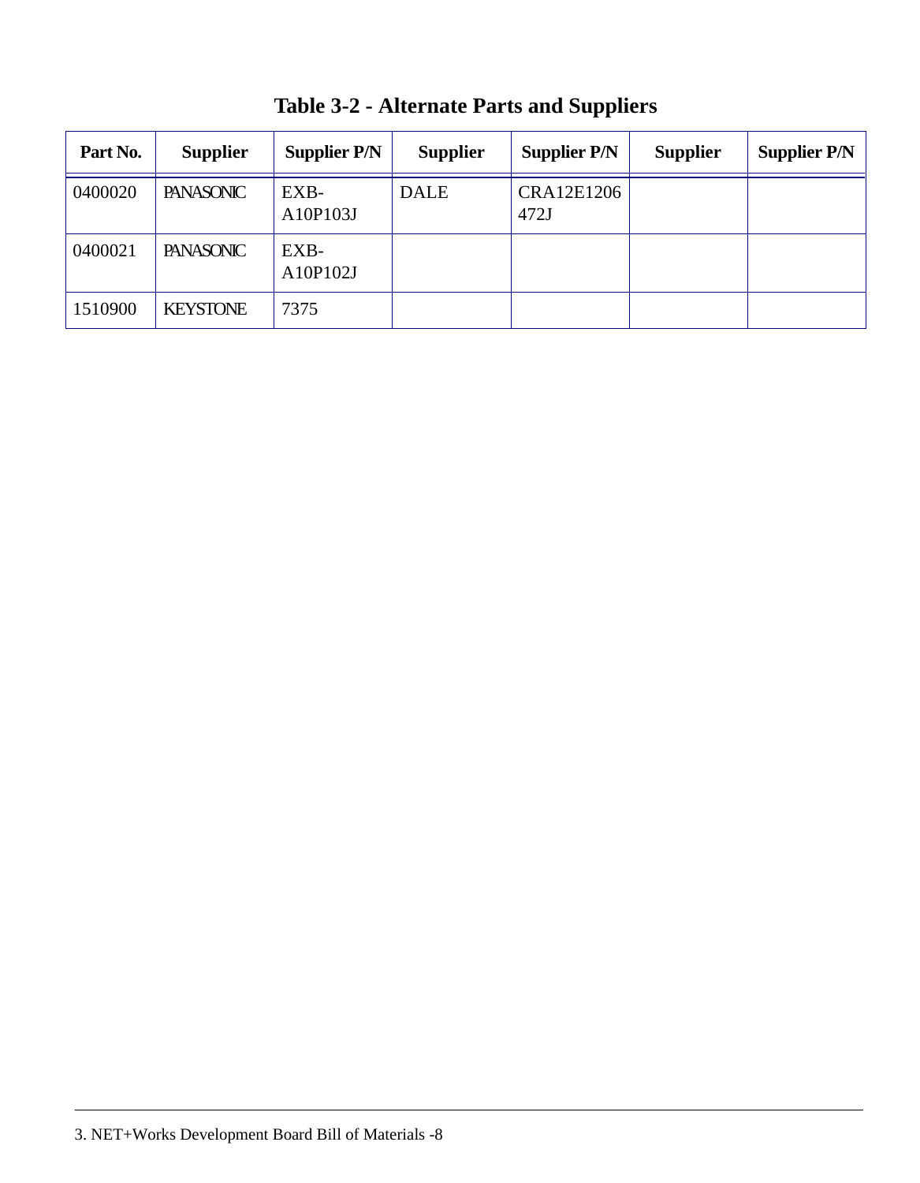## Table 3-2 - Alternate Parts and Suppliers

| Part No. | Supplier | Supplier P/N | Supplier | Supplier P/N | Supplier | Supplier P/N |
|---|---|---|---|---|---|---|
| 0400020 | PANASONIC | EXB-A10P103J | DALE | CRA12E1206472J | | |
| 0400021 | PANASONIC | EXB-A10P102J | | | | |
| 1510900 | KEYSTONE | 7375 | | | | |